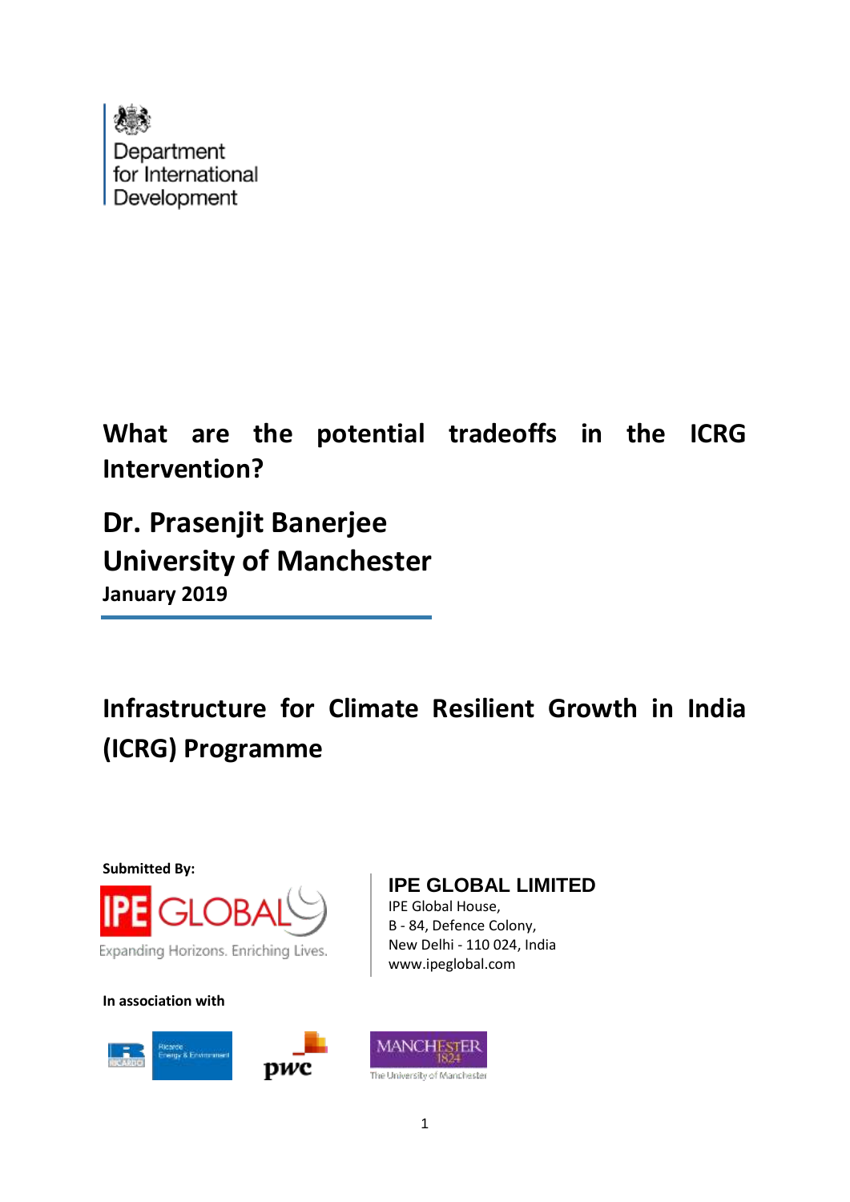Department for International Development

# What are the potential tradeoffs in the ICRG Intervention?

## Dr. Prasenjit Banerjee
## University of Manchester

**January 2019**

# Infrastructure for Climate Resilient Growth in India (ICRG) Programme

**Submitted By:**

IPE GLOBAL

Expanding Horizons. Enriching Lives.

**IPE GLOBAL LIMITED**

IPE Global House,
B - 84, Defence Colony,
New Delhi - 110 024, India
www.ipeglobal.com

**In association with**

Ricardo Energy & Environment

pwc

MANCHESTER 1824 The University of Manchester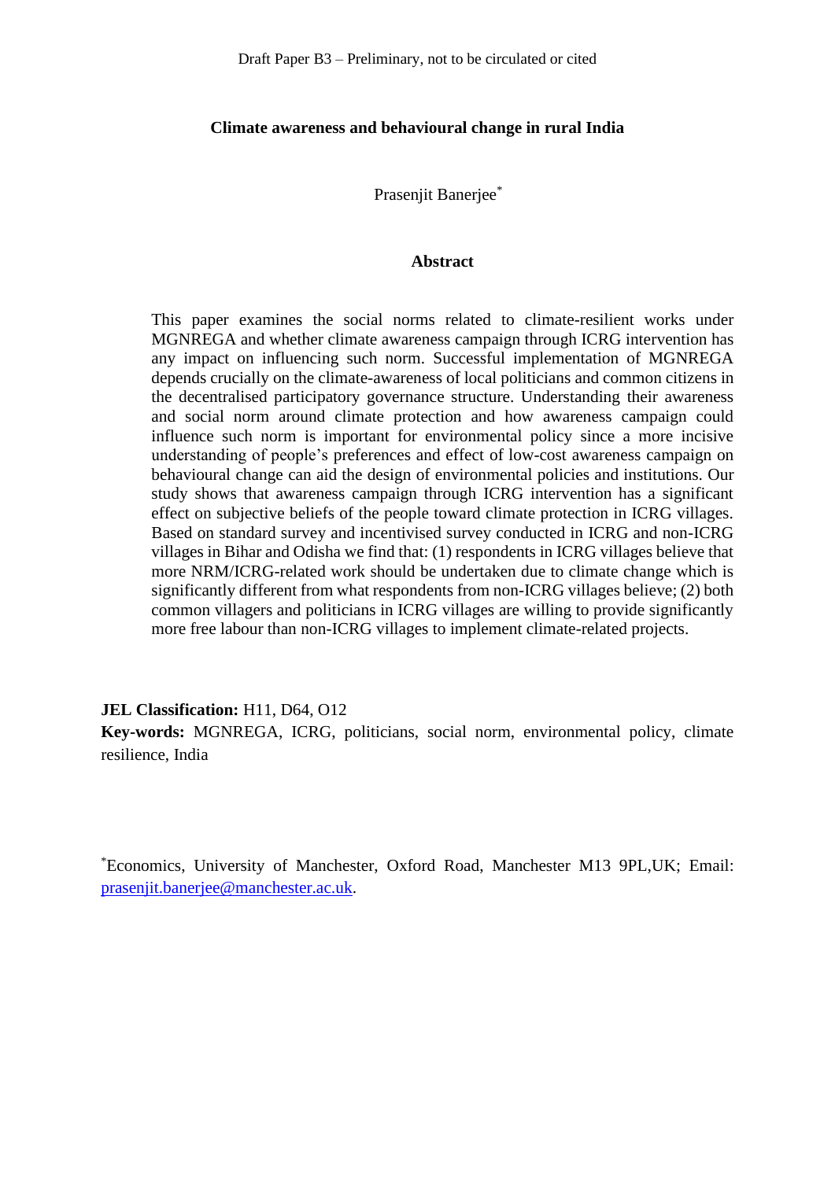Draft Paper B3 – Preliminary, not to be circulated or cited

# Climate awareness and behavioural change in rural India

Prasenjit Banerjee*

## Abstract

This paper examines the social norms related to climate-resilient works under MGNREGA and whether climate awareness campaign through ICRG intervention has any impact on influencing such norm. Successful implementation of MGNREGA depends crucially on the climate-awareness of local politicians and common citizens in the decentralised participatory governance structure. Understanding their awareness and social norm around climate protection and how awareness campaign could influence such norm is important for environmental policy since a more incisive understanding of people's preferences and effect of low-cost awareness campaign on behavioural change can aid the design of environmental policies and institutions. Our study shows that awareness campaign through ICRG intervention has a significant effect on subjective beliefs of the people toward climate protection in ICRG villages. Based on standard survey and incentivised survey conducted in ICRG and non-ICRG villages in Bihar and Odisha we find that: (1) respondents in ICRG villages believe that more NRM/ICRG-related work should be undertaken due to climate change which is significantly different from what respondents from non-ICRG villages believe; (2) both common villagers and politicians in ICRG villages are willing to provide significantly more free labour than non-ICRG villages to implement climate-related projects.

**JEL Classification:** H11, D64, O12

**Key-words:** MGNREGA, ICRG, politicians, social norm, environmental policy, climate resilience, India

*Economics, University of Manchester, Oxford Road, Manchester M13 9PL,UK; Email: prasenjit.banerjee@manchester.ac.uk.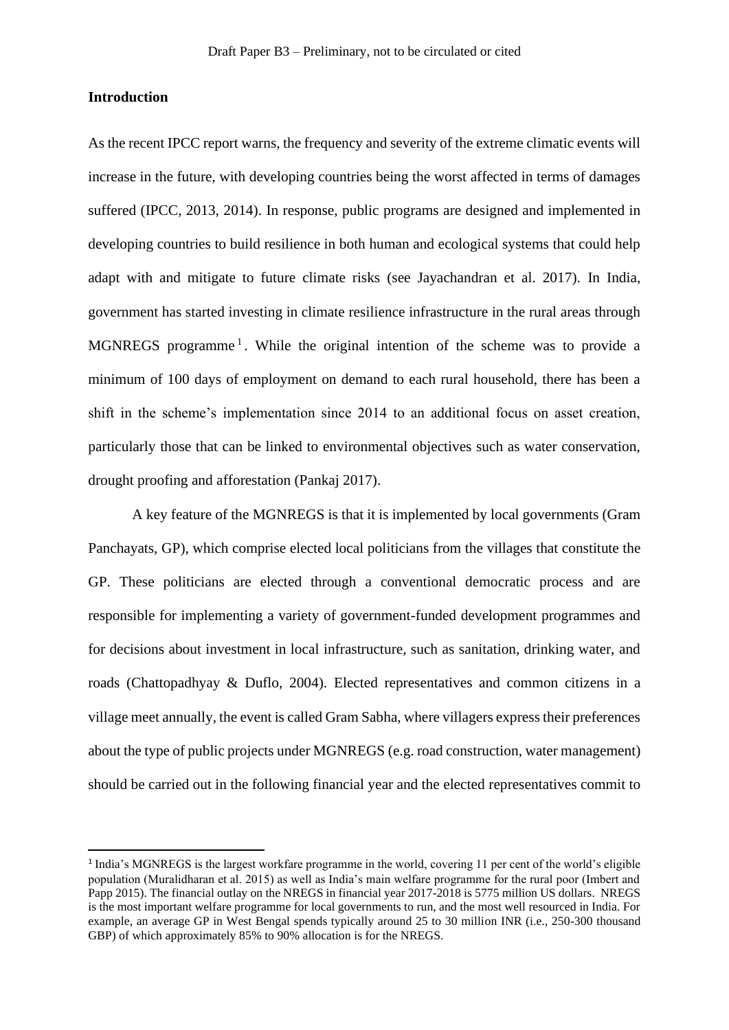**Introduction**

As the recent IPCC report warns, the frequency and severity of the extreme climatic events will increase in the future, with developing countries being the worst affected in terms of damages suffered (IPCC, 2013, 2014). In response, public programs are designed and implemented in developing countries to build resilience in both human and ecological systems that could help adapt with and mitigate to future climate risks (see Jayachandran et al. 2017). In India, government has started investing in climate resilience infrastructure in the rural areas through MGNREGS programme[1]. While the original intention of the scheme was to provide a minimum of 100 days of employment on demand to each rural household, there has been a shift in the scheme's implementation since 2014 to an additional focus on asset creation, particularly those that can be linked to environmental objectives such as water conservation, drought proofing and afforestation (Pankaj 2017).

A key feature of the MGNREGS is that it is implemented by local governments (Gram Panchayats, GP), which comprise elected local politicians from the villages that constitute the GP. These politicians are elected through a conventional democratic process and are responsible for implementing a variety of government-funded development programmes and for decisions about investment in local infrastructure, such as sanitation, drinking water, and roads (Chattopadhyay & Duflo, 2004). Elected representatives and common citizens in a village meet annually, the event is called Gram Sabha, where villagers express their preferences about the type of public projects under MGNREGS (e.g. road construction, water management) should be carried out in the following financial year and the elected representatives commit to

[1] India's MGNREGS is the largest workfare programme in the world, covering 11 per cent of the world's eligible population (Muralidharan et al. 2015) as well as India's main welfare programme for the rural poor (Imbert and Papp 2015). The financial outlay on the NREGS in financial year 2017-2018 is 5775 million US dollars. NREGS is the most important welfare programme for local governments to run, and the most well resourced in India. For example, an average GP in West Bengal spends typically around 25 to 30 million INR (i.e., 250-300 thousand GBP) of which approximately 85% to 90% allocation is for the NREGS.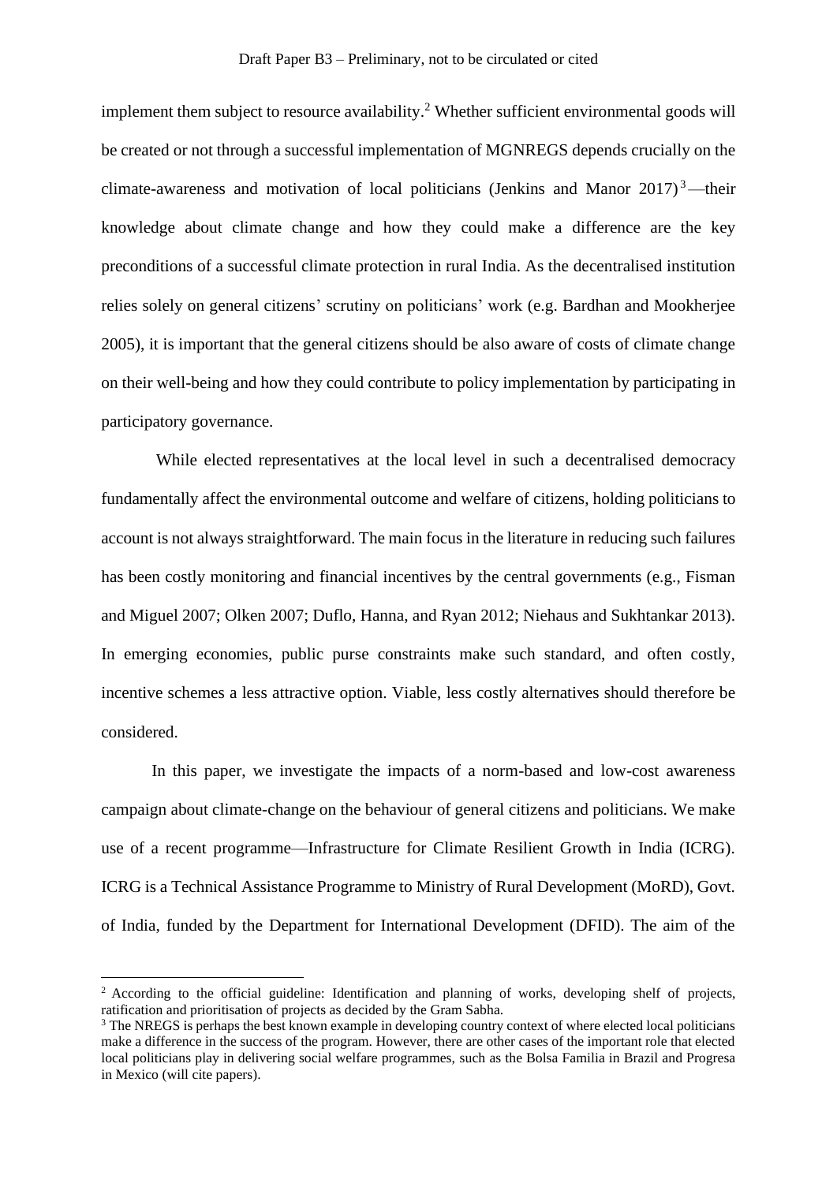implement them subject to resource availability.[2] Whether sufficient environmental goods will be created or not through a successful implementation of MGNREGS depends crucially on the climate-awareness and motivation of local politicians (Jenkins and Manor 2017)[3]—their knowledge about climate change and how they could make a difference are the key preconditions of a successful climate protection in rural India. As the decentralised institution relies solely on general citizens' scrutiny on politicians' work (e.g. Bardhan and Mookherjee 2005), it is important that the general citizens should be also aware of costs of climate change on their well-being and how they could contribute to policy implementation by participating in participatory governance.

While elected representatives at the local level in such a decentralised democracy fundamentally affect the environmental outcome and welfare of citizens, holding politicians to account is not always straightforward. The main focus in the literature in reducing such failures has been costly monitoring and financial incentives by the central governments (e.g., Fisman and Miguel 2007; Olken 2007; Duflo, Hanna, and Ryan 2012; Niehaus and Sukhtankar 2013). In emerging economies, public purse constraints make such standard, and often costly, incentive schemes a less attractive option. Viable, less costly alternatives should therefore be considered.

In this paper, we investigate the impacts of a norm-based and low-cost awareness campaign about climate-change on the behaviour of general citizens and politicians. We make use of a recent programme—Infrastructure for Climate Resilient Growth in India (ICRG). ICRG is a Technical Assistance Programme to Ministry of Rural Development (MoRD), Govt. of India, funded by the Department for International Development (DFID). The aim of the

---

[2] According to the official guideline: Identification and planning of works, developing shelf of projects, ratification and prioritisation of projects as decided by the Gram Sabha.

[3] The NREGS is perhaps the best known example in developing country context of where elected local politicians make a difference in the success of the program. However, there are other cases of the important role that elected local politicians play in delivering social welfare programmes, such as the Bolsa Familia in Brazil and Progresa in Mexico (will cite papers).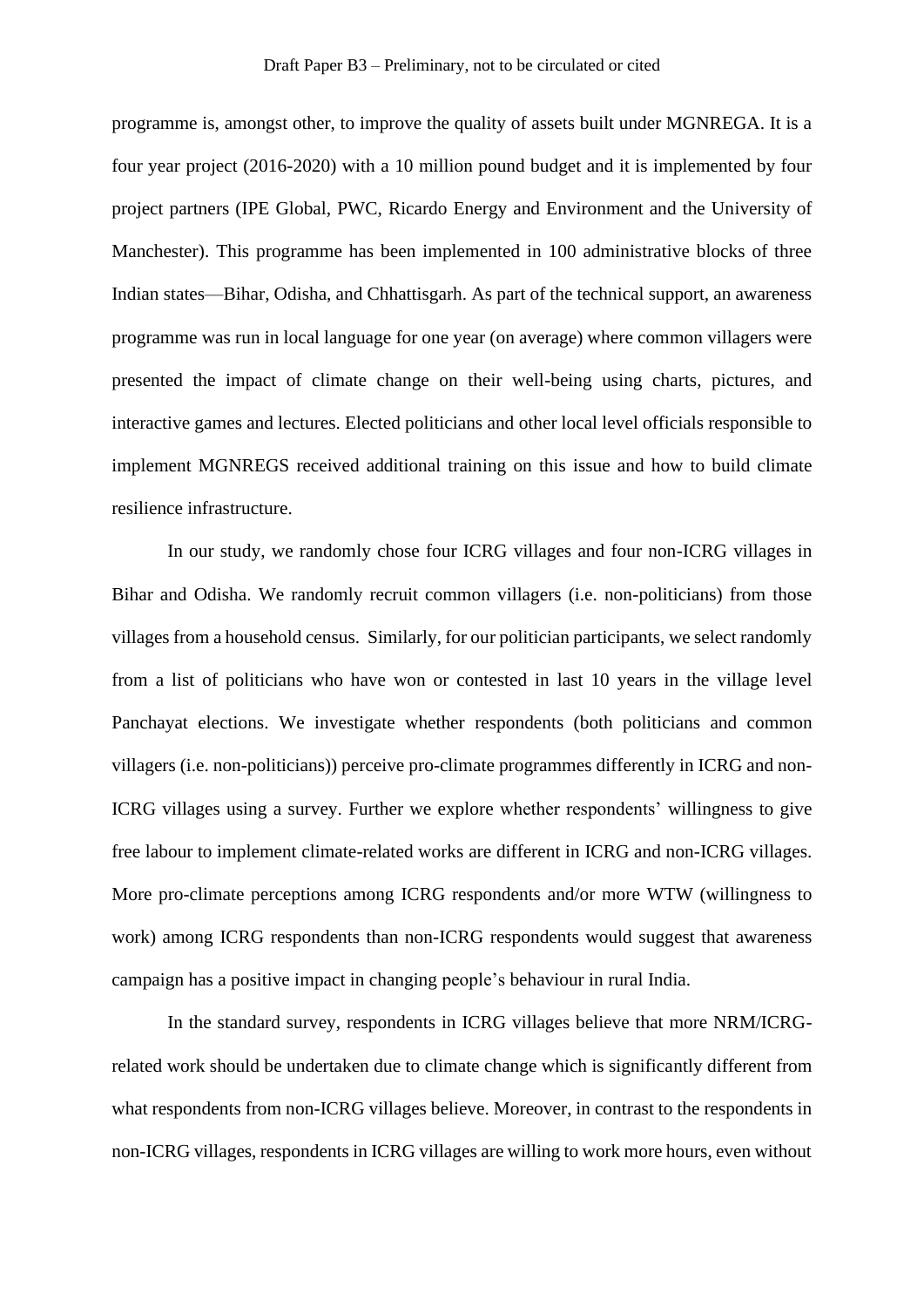programme is, amongst other, to improve the quality of assets built under MGNREGA. It is a four year project (2016-2020) with a 10 million pound budget and it is implemented by four project partners (IPE Global, PWC, Ricardo Energy and Environment and the University of Manchester). This programme has been implemented in 100 administrative blocks of three Indian states—Bihar, Odisha, and Chhattisgarh. As part of the technical support, an awareness programme was run in local language for one year (on average) where common villagers were presented the impact of climate change on their well-being using charts, pictures, and interactive games and lectures. Elected politicians and other local level officials responsible to implement MGNREGS received additional training on this issue and how to build climate resilience infrastructure.

In our study, we randomly chose four ICRG villages and four non-ICRG villages in Bihar and Odisha. We randomly recruit common villagers (i.e. non-politicians) from those villages from a household census. Similarly, for our politician participants, we select randomly from a list of politicians who have won or contested in last 10 years in the village level Panchayat elections. We investigate whether respondents (both politicians and common villagers (i.e. non-politicians)) perceive pro-climate programmes differently in ICRG and non-ICRG villages using a survey. Further we explore whether respondents' willingness to give free labour to implement climate-related works are different in ICRG and non-ICRG villages. More pro-climate perceptions among ICRG respondents and/or more WTW (willingness to work) among ICRG respondents than non-ICRG respondents would suggest that awareness campaign has a positive impact in changing people's behaviour in rural India.

In the standard survey, respondents in ICRG villages believe that more NRM/ICRG-related work should be undertaken due to climate change which is significantly different from what respondents from non-ICRG villages believe. Moreover, in contrast to the respondents in non-ICRG villages, respondents in ICRG villages are willing to work more hours, even without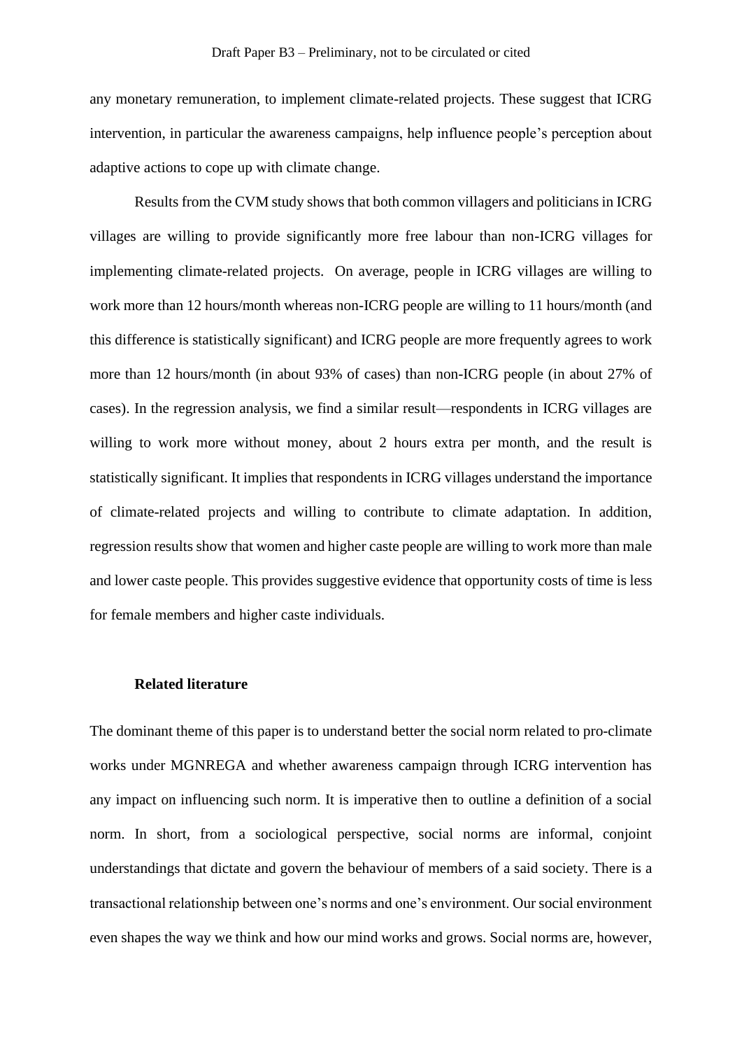any monetary remuneration, to implement climate-related projects. These suggest that ICRG intervention, in particular the awareness campaigns, help influence people's perception about adaptive actions to cope up with climate change.

Results from the CVM study shows that both common villagers and politicians in ICRG villages are willing to provide significantly more free labour than non-ICRG villages for implementing climate-related projects. On average, people in ICRG villages are willing to work more than 12 hours/month whereas non-ICRG people are willing to 11 hours/month (and this difference is statistically significant) and ICRG people are more frequently agrees to work more than 12 hours/month (in about 93% of cases) than non-ICRG people (in about 27% of cases). In the regression analysis, we find a similar result—respondents in ICRG villages are willing to work more without money, about 2 hours extra per month, and the result is statistically significant. It implies that respondents in ICRG villages understand the importance of climate-related projects and willing to contribute to climate adaptation. In addition, regression results show that women and higher caste people are willing to work more than male and lower caste people. This provides suggestive evidence that opportunity costs of time is less for female members and higher caste individuals.

### Related literature

The dominant theme of this paper is to understand better the social norm related to pro-climate works under MGNREGA and whether awareness campaign through ICRG intervention has any impact on influencing such norm. It is imperative then to outline a definition of a social norm. In short, from a sociological perspective, social norms are informal, conjoint understandings that dictate and govern the behaviour of members of a said society. There is a transactional relationship between one's norms and one's environment. Our social environment even shapes the way we think and how our mind works and grows. Social norms are, however,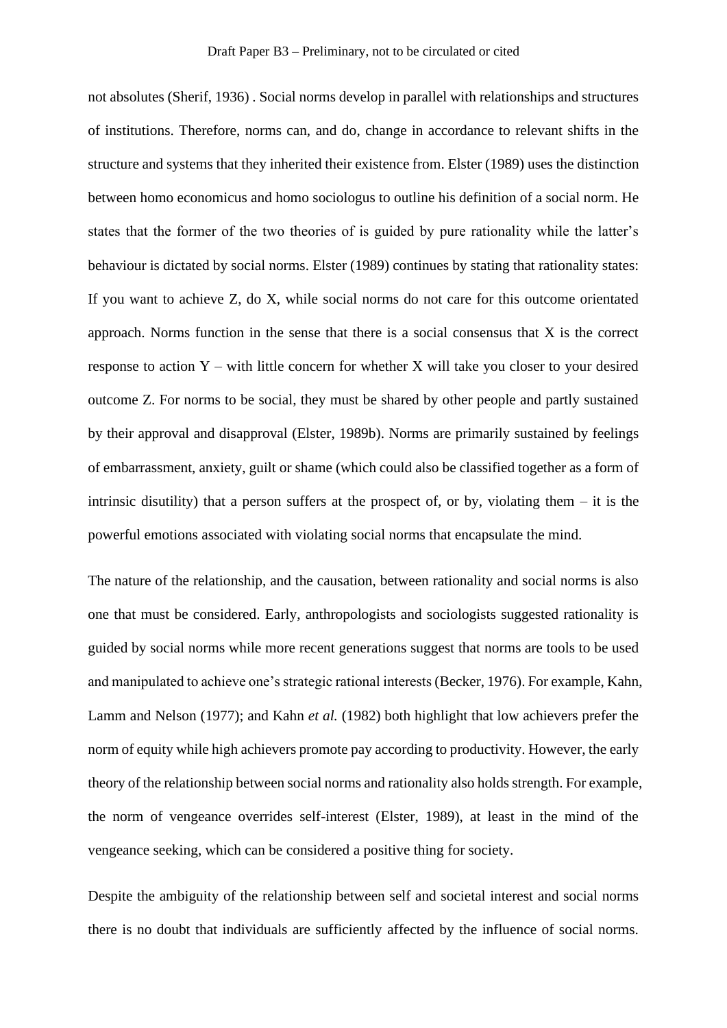not absolutes (Sherif, 1936) . Social norms develop in parallel with relationships and structures of institutions. Therefore, norms can, and do, change in accordance to relevant shifts in the structure and systems that they inherited their existence from. Elster (1989) uses the distinction between homo economicus and homo sociologus to outline his definition of a social norm. He states that the former of the two theories of is guided by pure rationality while the latter's behaviour is dictated by social norms. Elster (1989) continues by stating that rationality states: If you want to achieve Z, do X, while social norms do not care for this outcome orientated approach. Norms function in the sense that there is a social consensus that X is the correct response to action Y – with little concern for whether X will take you closer to your desired outcome Z. For norms to be social, they must be shared by other people and partly sustained by their approval and disapproval (Elster, 1989b). Norms are primarily sustained by feelings of embarrassment, anxiety, guilt or shame (which could also be classified together as a form of intrinsic disutility) that a person suffers at the prospect of, or by, violating them – it is the powerful emotions associated with violating social norms that encapsulate the mind.

The nature of the relationship, and the causation, between rationality and social norms is also one that must be considered. Early, anthropologists and sociologists suggested rationality is guided by social norms while more recent generations suggest that norms are tools to be used and manipulated to achieve one's strategic rational interests (Becker, 1976). For example, Kahn, Lamm and Nelson (1977); and Kahn *et al.* (1982) both highlight that low achievers prefer the norm of equity while high achievers promote pay according to productivity. However, the early theory of the relationship between social norms and rationality also holds strength. For example, the norm of vengeance overrides self-interest (Elster, 1989), at least in the mind of the vengeance seeking, which can be considered a positive thing for society.

Despite the ambiguity of the relationship between self and societal interest and social norms there is no doubt that individuals are sufficiently affected by the influence of social norms.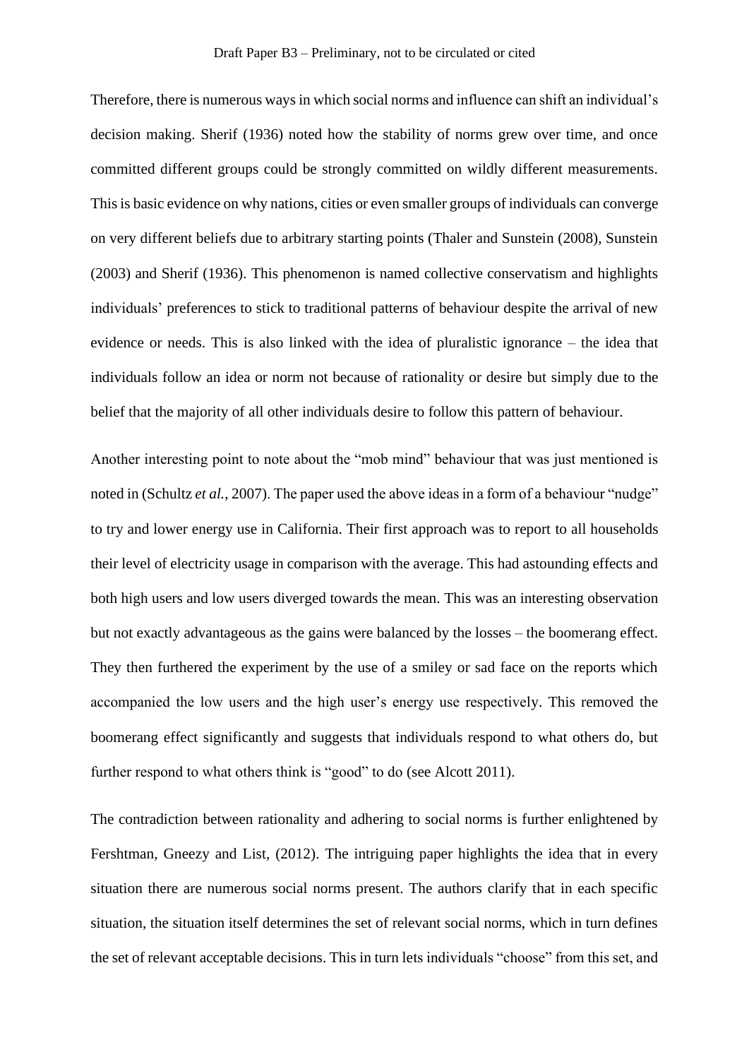Therefore, there is numerous ways in which social norms and influence can shift an individual's decision making. Sherif (1936) noted how the stability of norms grew over time, and once committed different groups could be strongly committed on wildly different measurements. This is basic evidence on why nations, cities or even smaller groups of individuals can converge on very different beliefs due to arbitrary starting points (Thaler and Sunstein (2008), Sunstein (2003) and Sherif (1936). This phenomenon is named collective conservatism and highlights individuals' preferences to stick to traditional patterns of behaviour despite the arrival of new evidence or needs. This is also linked with the idea of pluralistic ignorance – the idea that individuals follow an idea or norm not because of rationality or desire but simply due to the belief that the majority of all other individuals desire to follow this pattern of behaviour.

Another interesting point to note about the "mob mind" behaviour that was just mentioned is noted in (Schultz *et al.*, 2007). The paper used the above ideas in a form of a behaviour "nudge" to try and lower energy use in California. Their first approach was to report to all households their level of electricity usage in comparison with the average. This had astounding effects and both high users and low users diverged towards the mean. This was an interesting observation but not exactly advantageous as the gains were balanced by the losses – the boomerang effect. They then furthered the experiment by the use of a smiley or sad face on the reports which accompanied the low users and the high user's energy use respectively. This removed the boomerang effect significantly and suggests that individuals respond to what others do, but further respond to what others think is "good" to do (see Alcott 2011).

The contradiction between rationality and adhering to social norms is further enlightened by Fershtman, Gneezy and List, (2012). The intriguing paper highlights the idea that in every situation there are numerous social norms present. The authors clarify that in each specific situation, the situation itself determines the set of relevant social norms, which in turn defines the set of relevant acceptable decisions. This in turn lets individuals "choose" from this set, and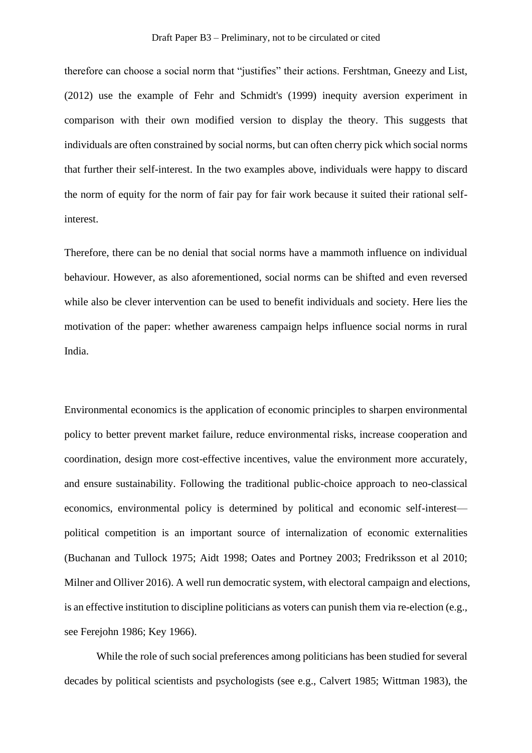therefore can choose a social norm that "justifies" their actions. Fershtman, Gneezy and List, (2012) use the example of Fehr and Schmidt's (1999) inequity aversion experiment in comparison with their own modified version to display the theory. This suggests that individuals are often constrained by social norms, but can often cherry pick which social norms that further their self-interest. In the two examples above, individuals were happy to discard the norm of equity for the norm of fair pay for fair work because it suited their rational self-interest.

Therefore, there can be no denial that social norms have a mammoth influence on individual behaviour. However, as also aforementioned, social norms can be shifted and even reversed while also be clever intervention can be used to benefit individuals and society. Here lies the motivation of the paper: whether awareness campaign helps influence social norms in rural India.

Environmental economics is the application of economic principles to sharpen environmental policy to better prevent market failure, reduce environmental risks, increase cooperation and coordination, design more cost-effective incentives, value the environment more accurately, and ensure sustainability. Following the traditional public-choice approach to neo-classical economics, environmental policy is determined by political and economic self-interest—political competition is an important source of internalization of economic externalities (Buchanan and Tullock 1975; Aidt 1998; Oates and Portney 2003; Fredriksson et al 2010; Milner and Olliver 2016). A well run democratic system, with electoral campaign and elections, is an effective institution to discipline politicians as voters can punish them via re-election (e.g., see Ferejohn 1986; Key 1966).

While the role of such social preferences among politicians has been studied for several decades by political scientists and psychologists (see e.g., Calvert 1985; Wittman 1983), the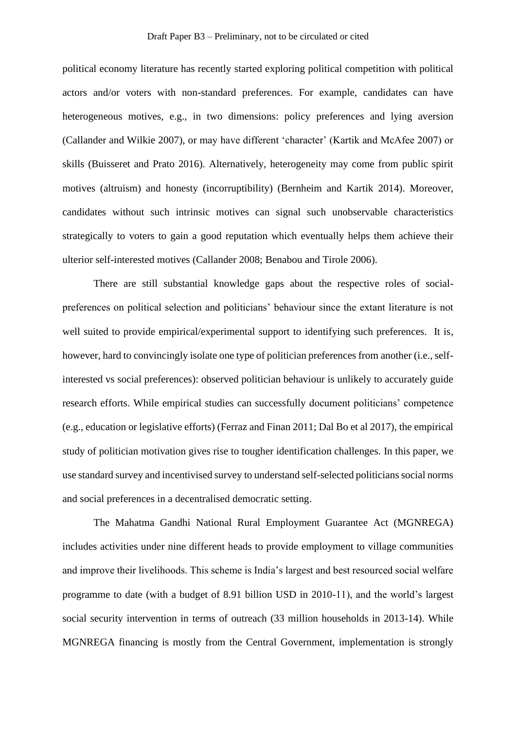political economy literature has recently started exploring political competition with political actors and/or voters with non-standard preferences. For example, candidates can have heterogeneous motives, e.g., in two dimensions: policy preferences and lying aversion (Callander and Wilkie 2007), or may have different 'character' (Kartik and McAfee 2007) or skills (Buisseret and Prato 2016). Alternatively, heterogeneity may come from public spirit motives (altruism) and honesty (incorruptibility) (Bernheim and Kartik 2014). Moreover, candidates without such intrinsic motives can signal such unobservable characteristics strategically to voters to gain a good reputation which eventually helps them achieve their ulterior self-interested motives (Callander 2008; Benabou and Tirole 2006).

There are still substantial knowledge gaps about the respective roles of social-preferences on political selection and politicians' behaviour since the extant literature is not well suited to provide empirical/experimental support to identifying such preferences. It is, however, hard to convincingly isolate one type of politician preferences from another (i.e., self-interested vs social preferences): observed politician behaviour is unlikely to accurately guide research efforts. While empirical studies can successfully document politicians' competence (e.g., education or legislative efforts) (Ferraz and Finan 2011; Dal Bo et al 2017), the empirical study of politician motivation gives rise to tougher identification challenges. In this paper, we use standard survey and incentivised survey to understand self-selected politicians social norms and social preferences in a decentralised democratic setting.

The Mahatma Gandhi National Rural Employment Guarantee Act (MGNREGA) includes activities under nine different heads to provide employment to village communities and improve their livelihoods. This scheme is India's largest and best resourced social welfare programme to date (with a budget of 8.91 billion USD in 2010-11), and the world's largest social security intervention in terms of outreach (33 million households in 2013-14). While MGNREGA financing is mostly from the Central Government, implementation is strongly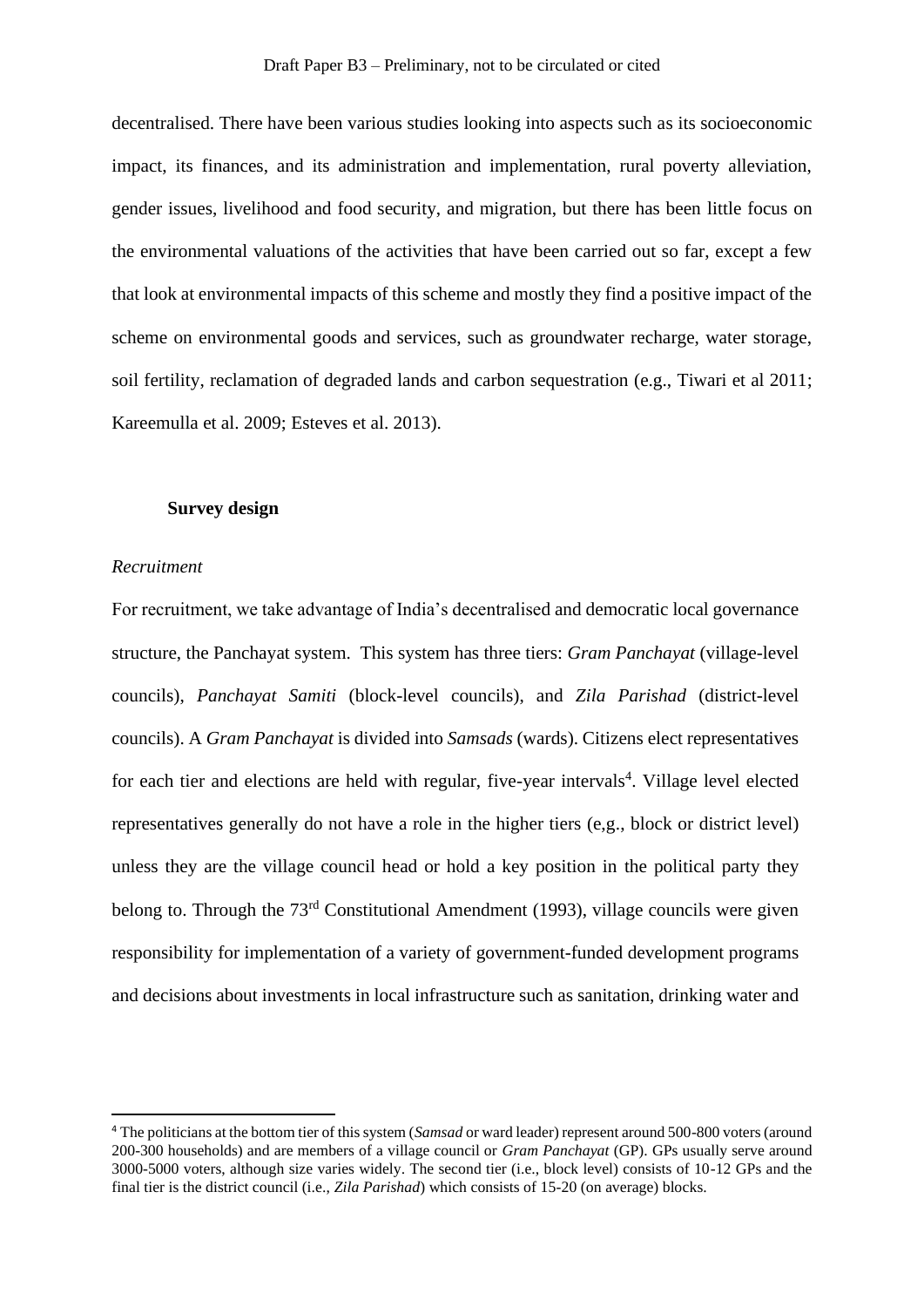decentralised. There have been various studies looking into aspects such as its socioeconomic impact, its finances, and its administration and implementation, rural poverty alleviation, gender issues, livelihood and food security, and migration, but there has been little focus on the environmental valuations of the activities that have been carried out so far, except a few that look at environmental impacts of this scheme and mostly they find a positive impact of the scheme on environmental goods and services, such as groundwater recharge, water storage, soil fertility, reclamation of degraded lands and carbon sequestration (e.g., Tiwari et al 2011; Kareemulla et al. 2009; Esteves et al. 2013).

## Survey design

### *Recruitment*

For recruitment, we take advantage of India's decentralised and democratic local governance structure, the Panchayat system. This system has three tiers: *Gram Panchayat* (village-level councils), *Panchayat Samiti* (block-level councils), and *Zila Parishad* (district-level councils). A *Gram Panchayat* is divided into *Samsads* (wards). Citizens elect representatives for each tier and elections are held with regular, five-year intervals[4]. Village level elected representatives generally do not have a role in the higher tiers (e,g., block or district level) unless they are the village council head or hold a key position in the political party they belong to. Through the 73rd Constitutional Amendment (1993), village councils were given responsibility for implementation of a variety of government-funded development programs and decisions about investments in local infrastructure such as sanitation, drinking water and

---

[4] The politicians at the bottom tier of this system (*Samsad* or ward leader) represent around 500-800 voters (around 200-300 households) and are members of a village council or *Gram Panchayat* (GP). GPs usually serve around 3000-5000 voters, although size varies widely. The second tier (i.e., block level) consists of 10-12 GPs and the final tier is the district council (i.e., *Zila Parishad*) which consists of 15-20 (on average) blocks.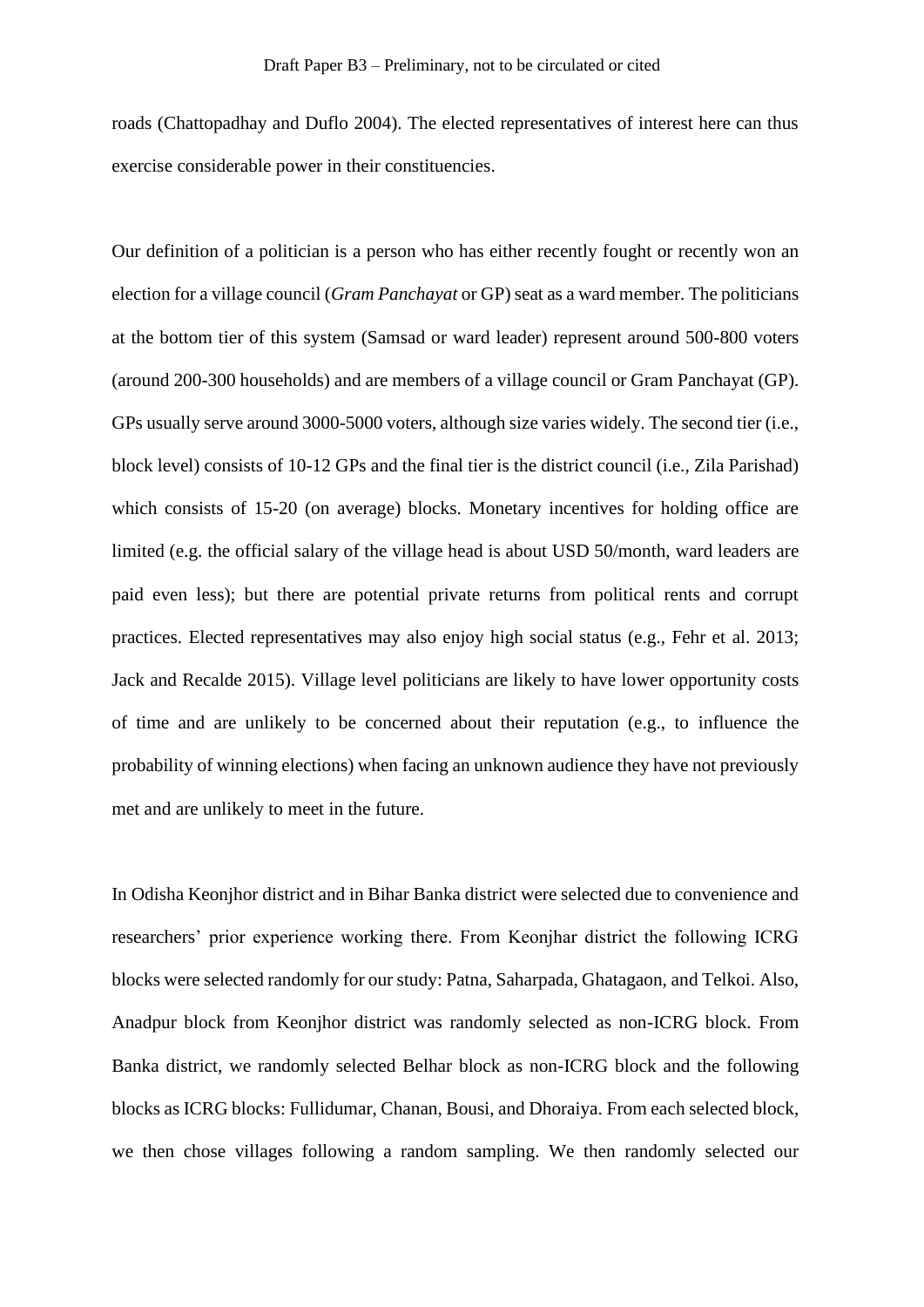roads (Chattopadhay and Duflo 2004). The elected representatives of interest here can thus exercise considerable power in their constituencies.

Our definition of a politician is a person who has either recently fought or recently won an election for a village council (*Gram Panchayat* or GP) seat as a ward member. The politicians at the bottom tier of this system (Samsad or ward leader) represent around 500-800 voters (around 200-300 households) and are members of a village council or Gram Panchayat (GP). GPs usually serve around 3000-5000 voters, although size varies widely. The second tier (i.e., block level) consists of 10-12 GPs and the final tier is the district council (i.e., Zila Parishad) which consists of 15-20 (on average) blocks. Monetary incentives for holding office are limited (e.g. the official salary of the village head is about USD 50/month, ward leaders are paid even less); but there are potential private returns from political rents and corrupt practices. Elected representatives may also enjoy high social status (e.g., Fehr et al. 2013; Jack and Recalde 2015). Village level politicians are likely to have lower opportunity costs of time and are unlikely to be concerned about their reputation (e.g., to influence the probability of winning elections) when facing an unknown audience they have not previously met and are unlikely to meet in the future.

In Odisha Keonjhor district and in Bihar Banka district were selected due to convenience and researchers' prior experience working there. From Keonjhar district the following ICRG blocks were selected randomly for our study: Patna, Saharpada, Ghatagaon, and Telkoi. Also, Anadpur block from Keonjhor district was randomly selected as non-ICRG block. From Banka district, we randomly selected Belhar block as non-ICRG block and the following blocks as ICRG blocks: Fullidumar, Chanan, Bousi, and Dhoraiya. From each selected block, we then chose villages following a random sampling. We then randomly selected our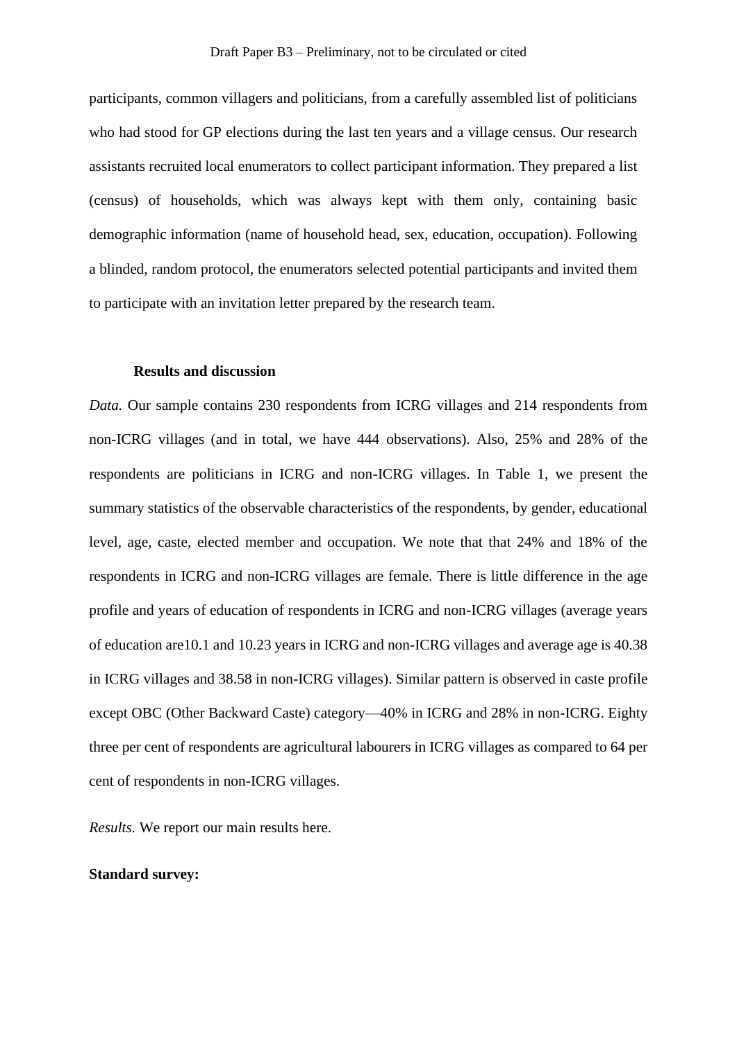participants, common villagers and politicians, from a carefully assembled list of politicians who had stood for GP elections during the last ten years and a village census. Our research assistants recruited local enumerators to collect participant information. They prepared a list (census) of households, which was always kept with them only, containing basic demographic information (name of household head, sex, education, occupation). Following a blinded, random protocol, the enumerators selected potential participants and invited them to participate with an invitation letter prepared by the research team.

## Results and discussion

*Data.* Our sample contains 230 respondents from ICRG villages and 214 respondents from non-ICRG villages (and in total, we have 444 observations). Also, 25% and 28% of the respondents are politicians in ICRG and non-ICRG villages. In Table 1, we present the summary statistics of the observable characteristics of the respondents, by gender, educational level, age, caste, elected member and occupation. We note that that 24% and 18% of the respondents in ICRG and non-ICRG villages are female. There is little difference in the age profile and years of education of respondents in ICRG and non-ICRG villages (average years of education are10.1 and 10.23 years in ICRG and non-ICRG villages and average age is 40.38 in ICRG villages and 38.58 in non-ICRG villages). Similar pattern is observed in caste profile except OBC (Other Backward Caste) category—40% in ICRG and 28% in non-ICRG. Eighty three per cent of respondents are agricultural labourers in ICRG villages as compared to 64 per cent of respondents in non-ICRG villages.

*Results.* We report our main results here.

**Standard survey:**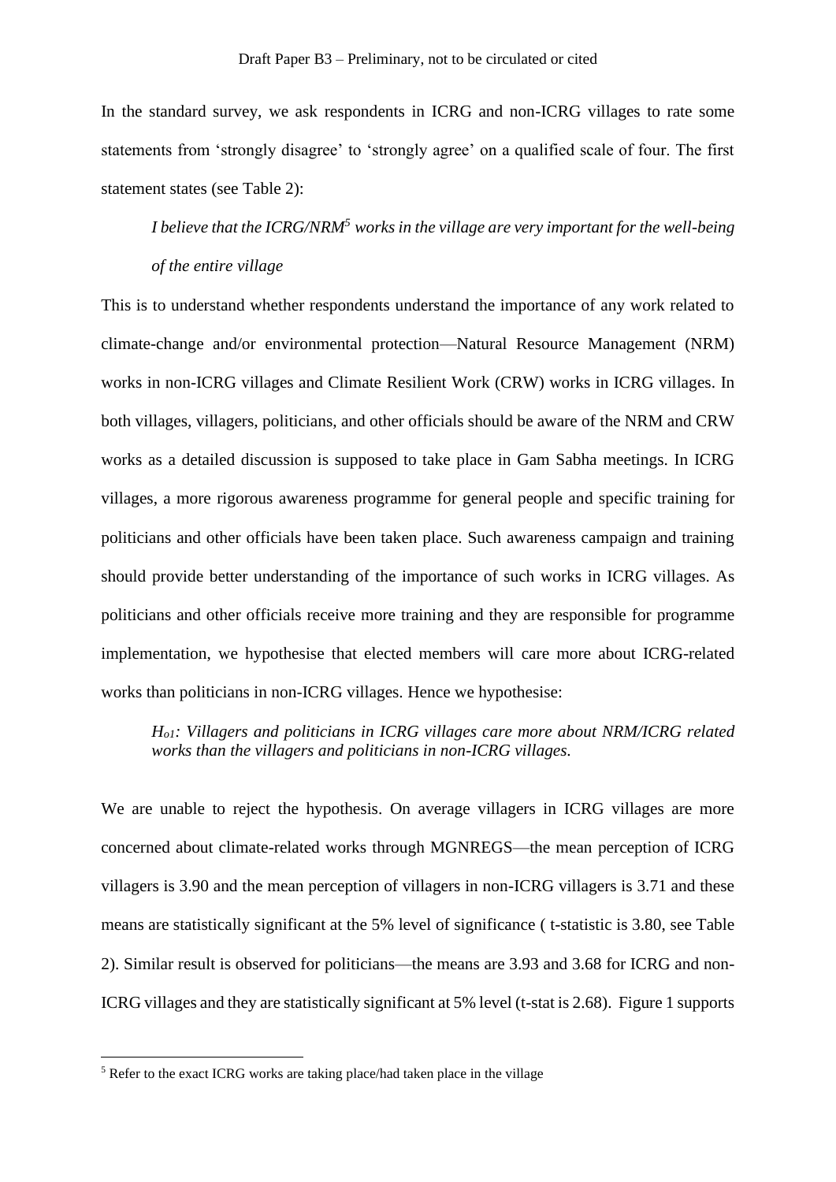In the standard survey, we ask respondents in ICRG and non-ICRG villages to rate some statements from 'strongly disagree' to 'strongly agree' on a qualified scale of four. The first statement states (see Table 2):

> *I believe that the ICRG/NRM[5] works in the village are very important for the well-being of the entire village*

This is to understand whether respondents understand the importance of any work related to climate-change and/or environmental protection—Natural Resource Management (NRM) works in non-ICRG villages and Climate Resilient Work (CRW) works in ICRG villages. In both villages, villagers, politicians, and other officials should be aware of the NRM and CRW works as a detailed discussion is supposed to take place in Gam Sabha meetings. In ICRG villages, a more rigorous awareness programme for general people and specific training for politicians and other officials have been taken place. Such awareness campaign and training should provide better understanding of the importance of such works in ICRG villages. As politicians and other officials receive more training and they are responsible for programme implementation, we hypothesise that elected members will care more about ICRG-related works than politicians in non-ICRG villages. Hence we hypothesise:

> *$H_{o1}$: Villagers and politicians in ICRG villages care more about NRM/ICRG related works than the villagers and politicians in non-ICRG villages.*

We are unable to reject the hypothesis. On average villagers in ICRG villages are more concerned about climate-related works through MGNREGS—the mean perception of ICRG villagers is 3.90 and the mean perception of villagers in non-ICRG villagers is 3.71 and these means are statistically significant at the 5% level of significance ( t-statistic is 3.80, see Table 2). Similar result is observed for politicians—the means are 3.93 and 3.68 for ICRG and non-ICRG villages and they are statistically significant at 5% level (t-stat is 2.68). Figure 1 supports

[5] Refer to the exact ICRG works are taking place/had taken place in the village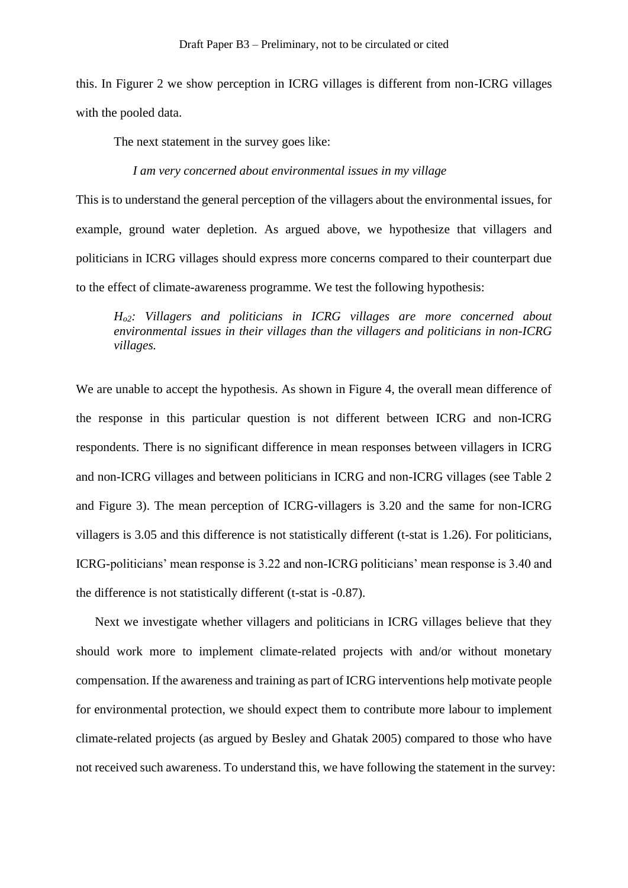this. In Figurer 2 we show perception in ICRG villages is different from non-ICRG villages with the pooled data.

The next statement in the survey goes like:

*I am very concerned about environmental issues in my village*

This is to understand the general perception of the villagers about the environmental issues, for example, ground water depletion. As argued above, we hypothesize that villagers and politicians in ICRG villages should express more concerns compared to their counterpart due to the effect of climate-awareness programme. We test the following hypothesis:

> *$H_{o2}$: Villagers and politicians in ICRG villages are more concerned about environmental issues in their villages than the villagers and politicians in non-ICRG villages.*

We are unable to accept the hypothesis. As shown in Figure 4, the overall mean difference of the response in this particular question is not different between ICRG and non-ICRG respondents. There is no significant difference in mean responses between villagers in ICRG and non-ICRG villages and between politicians in ICRG and non-ICRG villages (see Table 2 and Figure 3). The mean perception of ICRG-villagers is 3.20 and the same for non-ICRG villagers is 3.05 and this difference is not statistically different (t-stat is 1.26). For politicians, ICRG-politicians' mean response is 3.22 and non-ICRG politicians' mean response is 3.40 and the difference is not statistically different (t-stat is -0.87).

Next we investigate whether villagers and politicians in ICRG villages believe that they should work more to implement climate-related projects with and/or without monetary compensation. If the awareness and training as part of ICRG interventions help motivate people for environmental protection, we should expect them to contribute more labour to implement climate-related projects (as argued by Besley and Ghatak 2005) compared to those who have not received such awareness. To understand this, we have following the statement in the survey: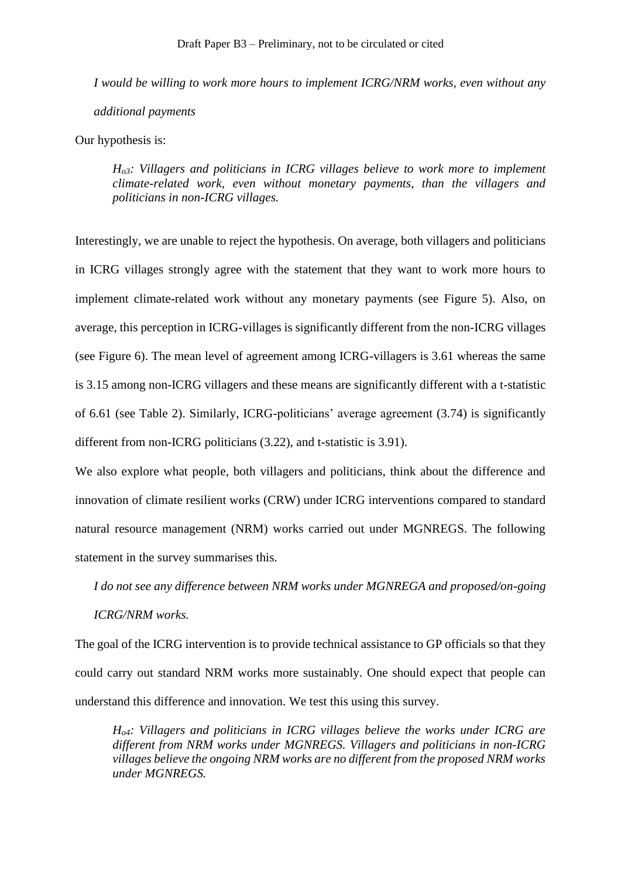*I would be willing to work more hours to implement ICRG/NRM works, even without any additional payments*

Our hypothesis is:

> *$H_{o3}$: Villagers and politicians in ICRG villages believe to work more to implement climate-related work, even without monetary payments, than the villagers and politicians in non-ICRG villages.*

Interestingly, we are unable to reject the hypothesis. On average, both villagers and politicians in ICRG villages strongly agree with the statement that they want to work more hours to implement climate-related work without any monetary payments (see Figure 5). Also, on average, this perception in ICRG-villages is significantly different from the non-ICRG villages (see Figure 6). The mean level of agreement among ICRG-villagers is 3.61 whereas the same is 3.15 among non-ICRG villagers and these means are significantly different with a t-statistic of 6.61 (see Table 2). Similarly, ICRG-politicians' average agreement (3.74) is significantly different from non-ICRG politicians (3.22), and t-statistic is 3.91).

We also explore what people, both villagers and politicians, think about the difference and innovation of climate resilient works (CRW) under ICRG interventions compared to standard natural resource management (NRM) works carried out under MGNREGS. The following statement in the survey summarises this.

*I do not see any difference between NRM works under MGNREGA and proposed/on-going ICRG/NRM works.*

The goal of the ICRG intervention is to provide technical assistance to GP officials so that they could carry out standard NRM works more sustainably. One should expect that people can understand this difference and innovation. We test this using this survey.

> *$H_{o4}$: Villagers and politicians in ICRG villages believe the works under ICRG are different from NRM works under MGNREGS. Villagers and politicians in non-ICRG villages believe the ongoing NRM works are no different from the proposed NRM works under MGNREGS.*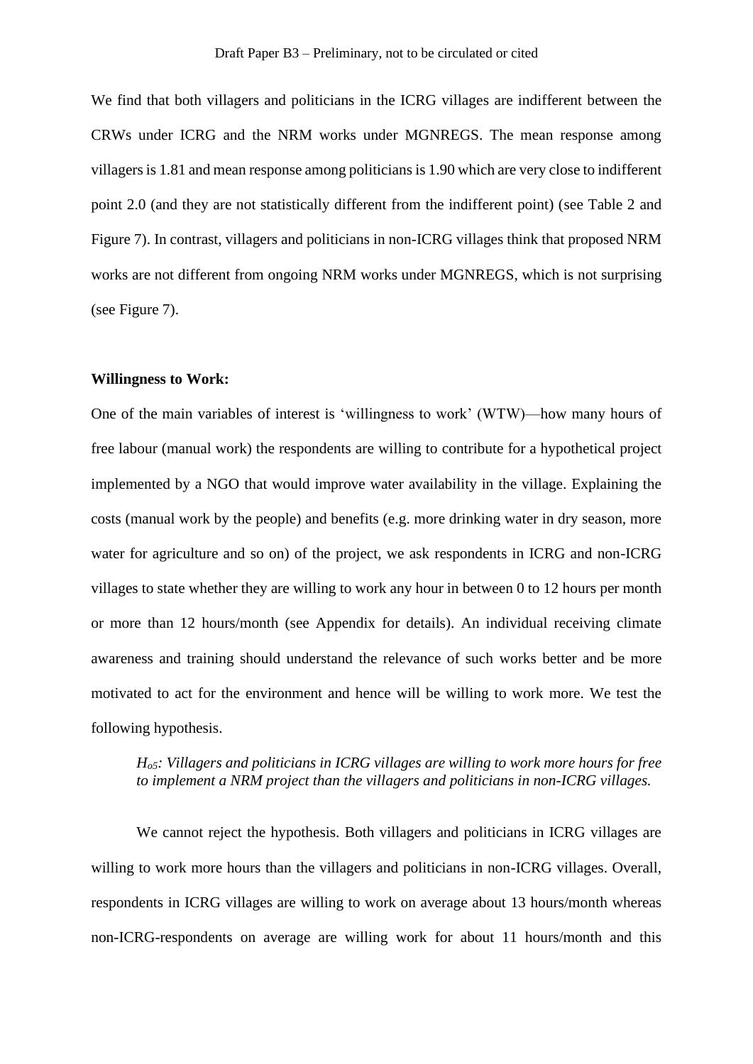We find that both villagers and politicians in the ICRG villages are indifferent between the CRWs under ICRG and the NRM works under MGNREGS. The mean response among villagers is 1.81 and mean response among politicians is 1.90 which are very close to indifferent point 2.0 (and they are not statistically different from the indifferent point) (see Table 2 and Figure 7). In contrast, villagers and politicians in non-ICRG villages think that proposed NRM works are not different from ongoing NRM works under MGNREGS, which is not surprising (see Figure 7).

**Willingness to Work:**

One of the main variables of interest is 'willingness to work' (WTW)—how many hours of free labour (manual work) the respondents are willing to contribute for a hypothetical project implemented by a NGO that would improve water availability in the village. Explaining the costs (manual work by the people) and benefits (e.g. more drinking water in dry season, more water for agriculture and so on) of the project, we ask respondents in ICRG and non-ICRG villages to state whether they are willing to work any hour in between 0 to 12 hours per month or more than 12 hours/month (see Appendix for details). An individual receiving climate awareness and training should understand the relevance of such works better and be more motivated to act for the environment and hence will be willing to work more. We test the following hypothesis.

> *$H_{o5}$: Villagers and politicians in ICRG villages are willing to work more hours for free to implement a NRM project than the villagers and politicians in non-ICRG villages.*

We cannot reject the hypothesis. Both villagers and politicians in ICRG villages are willing to work more hours than the villagers and politicians in non-ICRG villages. Overall, respondents in ICRG villages are willing to work on average about 13 hours/month whereas non-ICRG-respondents on average are willing work for about 11 hours/month and this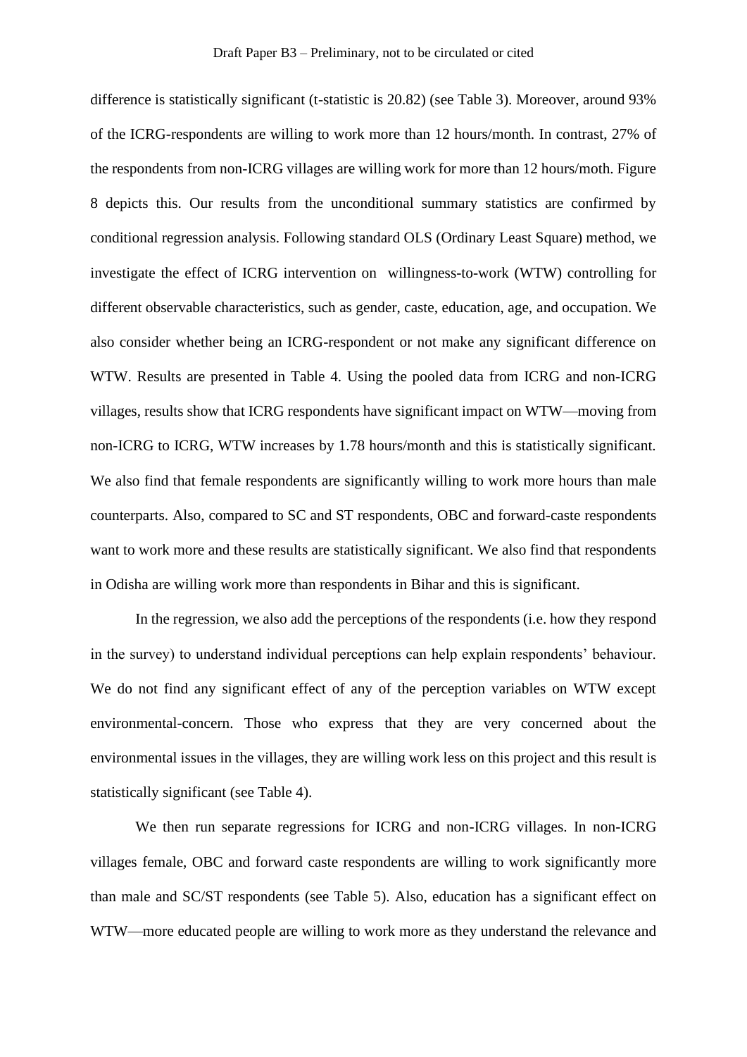difference is statistically significant (t-statistic is 20.82) (see Table 3). Moreover, around 93% of the ICRG-respondents are willing to work more than 12 hours/month. In contrast, 27% of the respondents from non-ICRG villages are willing work for more than 12 hours/moth. Figure 8 depicts this. Our results from the unconditional summary statistics are confirmed by conditional regression analysis. Following standard OLS (Ordinary Least Square) method, we investigate the effect of ICRG intervention on  willingness-to-work (WTW) controlling for different observable characteristics, such as gender, caste, education, age, and occupation. We also consider whether being an ICRG-respondent or not make any significant difference on WTW. Results are presented in Table 4. Using the pooled data from ICRG and non-ICRG villages, results show that ICRG respondents have significant impact on WTW—moving from non-ICRG to ICRG, WTW increases by 1.78 hours/month and this is statistically significant. We also find that female respondents are significantly willing to work more hours than male counterparts. Also, compared to SC and ST respondents, OBC and forward-caste respondents want to work more and these results are statistically significant. We also find that respondents in Odisha are willing work more than respondents in Bihar and this is significant.

In the regression, we also add the perceptions of the respondents (i.e. how they respond in the survey) to understand individual perceptions can help explain respondents' behaviour. We do not find any significant effect of any of the perception variables on WTW except environmental-concern. Those who express that they are very concerned about the environmental issues in the villages, they are willing work less on this project and this result is statistically significant (see Table 4).

We then run separate regressions for ICRG and non-ICRG villages. In non-ICRG villages female, OBC and forward caste respondents are willing to work significantly more than male and SC/ST respondents (see Table 5). Also, education has a significant effect on WTW—more educated people are willing to work more as they understand the relevance and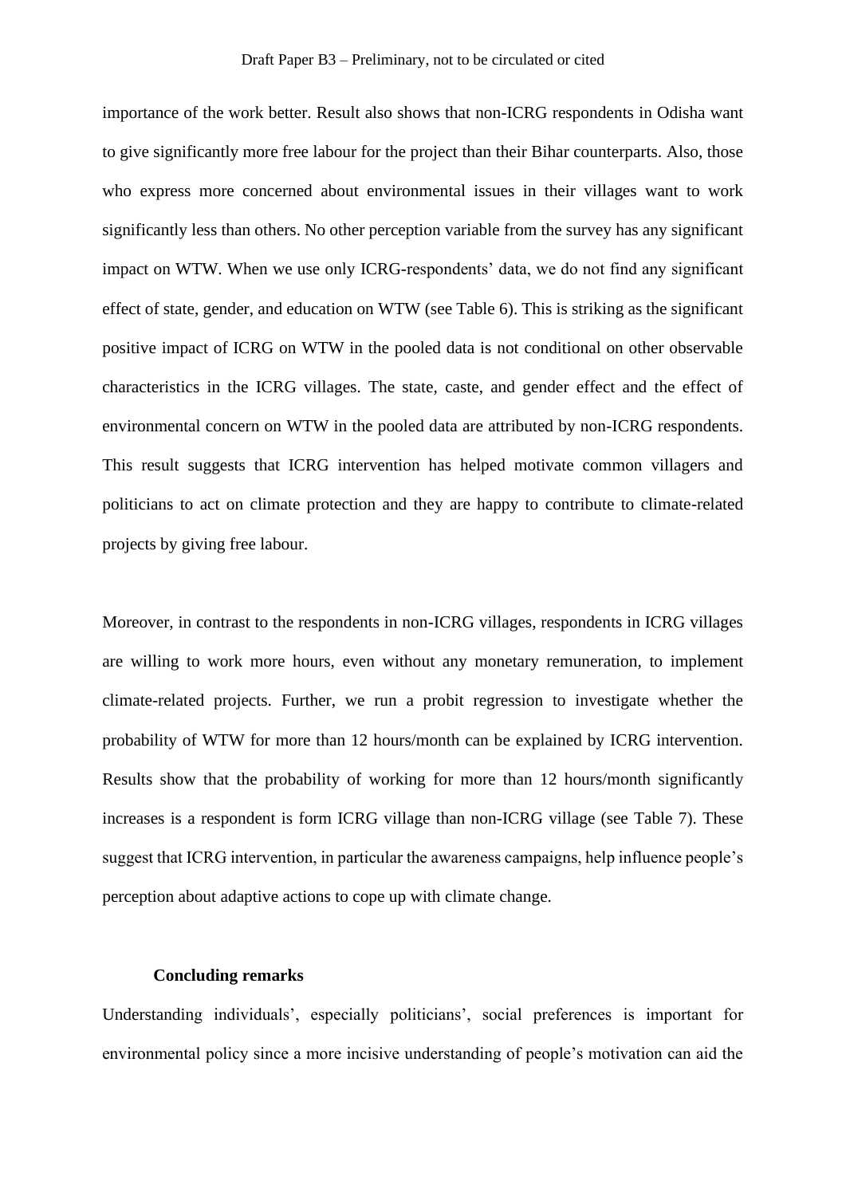importance of the work better. Result also shows that non-ICRG respondents in Odisha want to give significantly more free labour for the project than their Bihar counterparts. Also, those who express more concerned about environmental issues in their villages want to work significantly less than others. No other perception variable from the survey has any significant impact on WTW. When we use only ICRG-respondents' data, we do not find any significant effect of state, gender, and education on WTW (see Table 6). This is striking as the significant positive impact of ICRG on WTW in the pooled data is not conditional on other observable characteristics in the ICRG villages. The state, caste, and gender effect and the effect of environmental concern on WTW in the pooled data are attributed by non-ICRG respondents. This result suggests that ICRG intervention has helped motivate common villagers and politicians to act on climate protection and they are happy to contribute to climate-related projects by giving free labour.

Moreover, in contrast to the respondents in non-ICRG villages, respondents in ICRG villages are willing to work more hours, even without any monetary remuneration, to implement climate-related projects. Further, we run a probit regression to investigate whether the probability of WTW for more than 12 hours/month can be explained by ICRG intervention. Results show that the probability of working for more than 12 hours/month significantly increases is a respondent is form ICRG village than non-ICRG village (see Table 7). These suggest that ICRG intervention, in particular the awareness campaigns, help influence people's perception about adaptive actions to cope up with climate change.

## Concluding remarks

Understanding individuals', especially politicians', social preferences is important for environmental policy since a more incisive understanding of people's motivation can aid the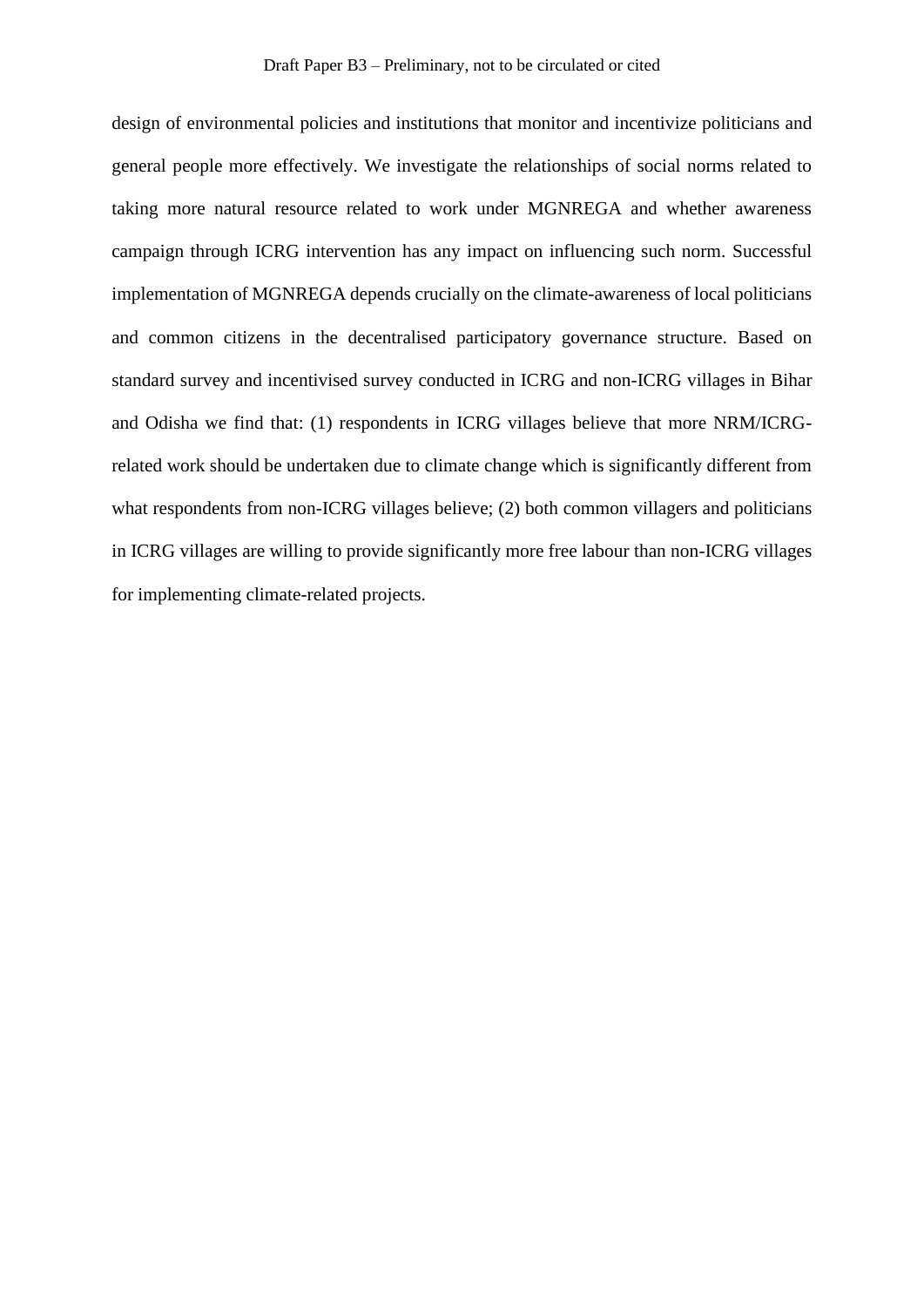design of environmental policies and institutions that monitor and incentivize politicians and general people more effectively. We investigate the relationships of social norms related to taking more natural resource related to work under MGNREGA and whether awareness campaign through ICRG intervention has any impact on influencing such norm. Successful implementation of MGNREGA depends crucially on the climate-awareness of local politicians and common citizens in the decentralised participatory governance structure. Based on standard survey and incentivised survey conducted in ICRG and non-ICRG villages in Bihar and Odisha we find that: (1) respondents in ICRG villages believe that more NRM/ICRG-related work should be undertaken due to climate change which is significantly different from what respondents from non-ICRG villages believe; (2) both common villagers and politicians in ICRG villages are willing to provide significantly more free labour than non-ICRG villages for implementing climate-related projects.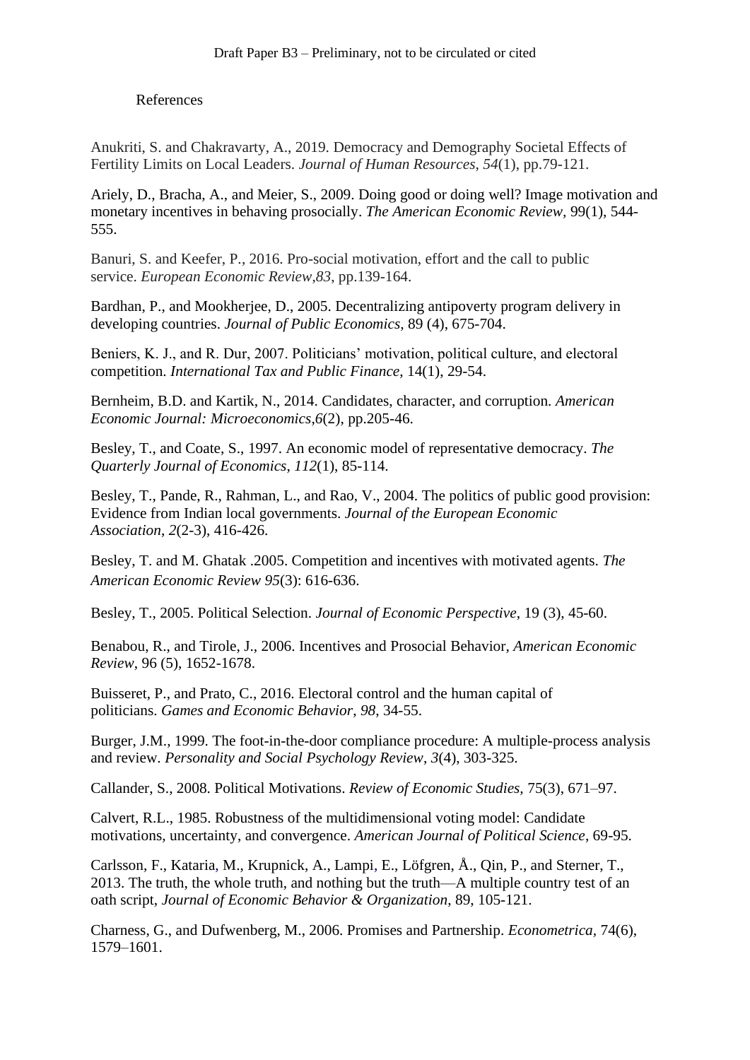## References

Anukriti, S. and Chakravarty, A., 2019. Democracy and Demography Societal Effects of Fertility Limits on Local Leaders. *Journal of Human Resources*, *54*(1), pp.79-121.

Ariely, D., Bracha, A., and Meier, S., 2009. Doing good or doing well? Image motivation and monetary incentives in behaving prosocially. *The American Economic Review,* 99(1), 544-555.

Banuri, S. and Keefer, P., 2016. Pro-social motivation, effort and the call to public service. *European Economic Review*,*83*, pp.139-164.

Bardhan, P., and Mookherjee, D., 2005. Decentralizing antipoverty program delivery in developing countries. *Journal of Public Economics,* 89 (4), 675-704.

Beniers, K. J., and R. Dur, 2007. Politicians' motivation, political culture, and electoral competition. *International Tax and Public Finance*, 14(1), 29-54.

Bernheim, B.D. and Kartik, N., 2014. Candidates, character, and corruption. *American Economic Journal: Microeconomics*,*6*(2), pp.205-46.

Besley, T., and Coate, S., 1997. An economic model of representative democracy. *The Quarterly Journal of Economics*, *112*(1), 85-114.

Besley, T., Pande, R., Rahman, L., and Rao, V., 2004. The politics of public good provision: Evidence from Indian local governments. *Journal of the European Economic Association*, *2*(2-3), 416-426.

Besley, T. and M. Ghatak .2005. Competition and incentives with motivated agents. *The American Economic Review 95*(3): 616-636.

Besley, T., 2005. Political Selection. *Journal of Economic Perspective*, 19 (3), 45-60.

Benabou, R., and Tirole, J., 2006. Incentives and Prosocial Behavior, *American Economic Review*, 96 (5), 1652-1678.

Buisseret, P., and Prato, C., 2016. Electoral control and the human capital of politicians. *Games and Economic Behavior*, *98*, 34-55.

Burger, J.M., 1999. The foot-in-the-door compliance procedure: A multiple-process analysis and review. *Personality and Social Psychology Review*, *3*(4), 303-325.

Callander, S., 2008. Political Motivations. *Review of Economic Studies,* 75(3), 671–97.

Calvert, R.L., 1985. Robustness of the multidimensional voting model: Candidate motivations, uncertainty, and convergence. *American Journal of Political Science*, 69-95.

Carlsson, F., Kataria, M., Krupnick, A., Lampi, E., Löfgren, Å., Qin, P., and Sterner, T., 2013. The truth, the whole truth, and nothing but the truth—A multiple country test of an oath script, *Journal of Economic Behavior & Organization*, 89, 105-121.

Charness, G., and Dufwenberg, M., 2006. Promises and Partnership. *Econometrica,* 74(6), 1579–1601.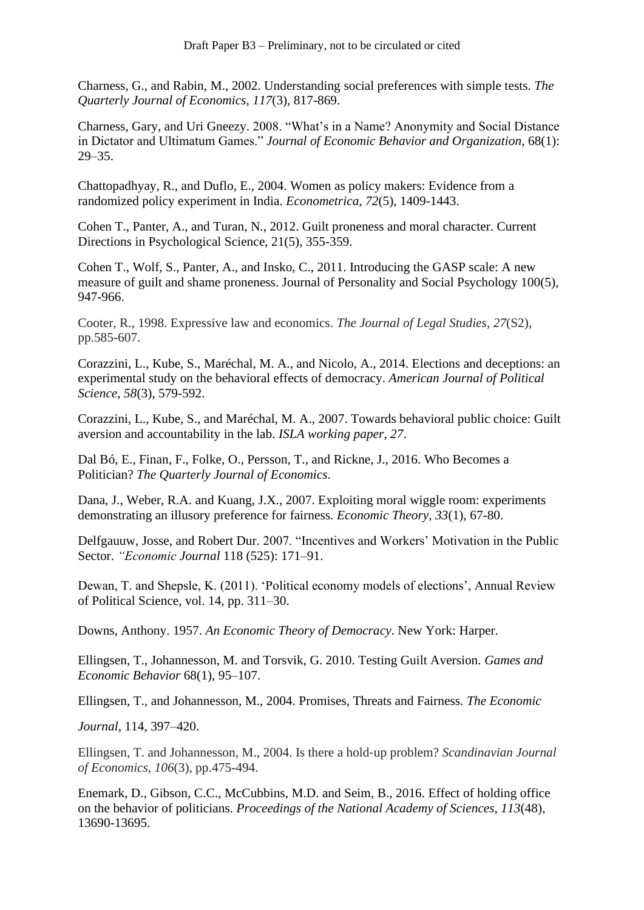Charness, G., and Rabin, M., 2002. Understanding social preferences with simple tests. *The Quarterly Journal of Economics*, *117*(3), 817-869.

Charness, Gary, and Uri Gneezy. 2008. "What's in a Name? Anonymity and Social Distance in Dictator and Ultimatum Games." *Journal of Economic Behavior and Organization*, 68(1): 29–35.

Chattopadhyay, R., and Duflo, E., 2004. Women as policy makers: Evidence from a randomized policy experiment in India. *Econometrica*, *72*(5), 1409-1443.

Cohen T., Panter, A., and Turan, N., 2012. Guilt proneness and moral character. Current Directions in Psychological Science, 21(5), 355-359.

Cohen T., Wolf, S., Panter, A., and Insko, C., 2011. Introducing the GASP scale: A new measure of guilt and shame proneness. Journal of Personality and Social Psychology 100(5), 947-966.

Cooter, R., 1998. Expressive law and economics. *The Journal of Legal Studies*, *27*(S2), pp.585-607.

Corazzini, L., Kube, S., Maréchal, M. A., and Nicolo, A., 2014. Elections and deceptions: an experimental study on the behavioral effects of democracy. *American Journal of Political Science*, *58*(3), 579-592.

Corazzini, L., Kube, S., and Maréchal, M. A., 2007. Towards behavioral public choice: Guilt aversion and accountability in the lab. *ISLA working paper*, *27*.

Dal Bó, E., Finan, F., Folke, O., Persson, T., and Rickne, J., 2016. Who Becomes a Politician? *The Quarterly Journal of Economics*.

Dana, J., Weber, R.A. and Kuang, J.X., 2007. Exploiting moral wiggle room: experiments demonstrating an illusory preference for fairness. *Economic Theory*, *33*(1), 67-80.

Delfgauuw, Josse, and Robert Dur. 2007. "Incentives and Workers' Motivation in the Public Sector. *"Economic Journal* 118 (525): 171–91.

Dewan, T. and Shepsle, K. (2011). 'Political economy models of elections', Annual Review of Political Science, vol. 14, pp. 311–30.

Downs, Anthony. 1957. *An Economic Theory of Democracy*. New York: Harper.

Ellingsen, T., Johannesson, M. and Torsvik, G. 2010. Testing Guilt Aversion. *Games and Economic Behavior* 68(1), 95–107.

Ellingsen, T., and Johannesson, M., 2004. Promises, Threats and Fairness. *The Economic Journal*, 114, 397–420.

Ellingsen, T. and Johannesson, M., 2004. Is there a hold-up problem? *Scandinavian Journal of Economics*, *106*(3), pp.475-494.

Enemark, D., Gibson, C.C., McCubbins, M.D. and Seim, B., 2016. Effect of holding office on the behavior of politicians. *Proceedings of the National Academy of Sciences*, *113*(48), 13690-13695.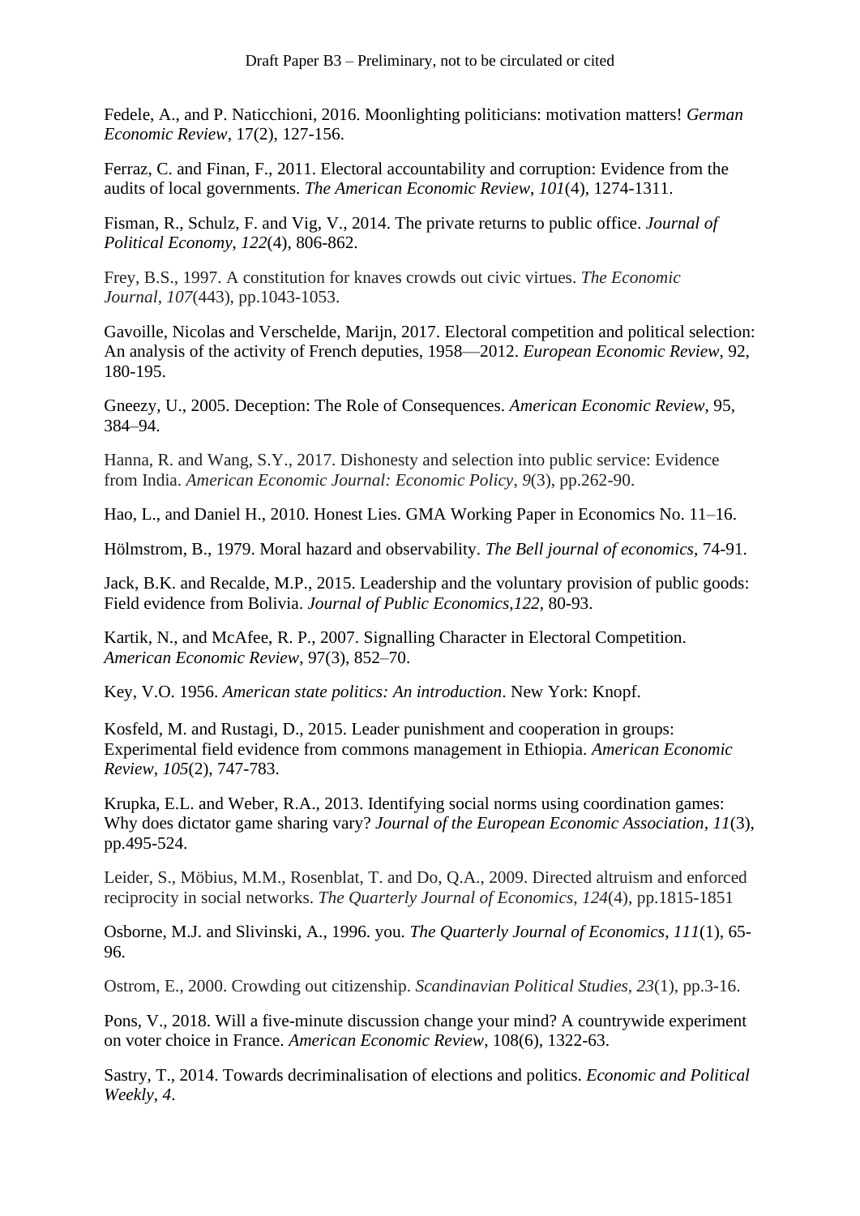Fedele, A., and P. Naticchioni, 2016. Moonlighting politicians: motivation matters! *German Economic Review*, 17(2), 127-156.

Ferraz, C. and Finan, F., 2011. Electoral accountability and corruption: Evidence from the audits of local governments. *The American Economic Review*, *101*(4), 1274-1311.

Fisman, R., Schulz, F. and Vig, V., 2014. The private returns to public office. *Journal of Political Economy*, *122*(4), 806-862.

Frey, B.S., 1997. A constitution for knaves crowds out civic virtues. *The Economic Journal*, *107*(443), pp.1043-1053.

Gavoille, Nicolas and Verschelde, Marijn, 2017. Electoral competition and political selection: An analysis of the activity of French deputies, 1958—2012. *European Economic Review*, 92, 180-195.

Gneezy, U., 2005. Deception: The Role of Consequences. *American Economic Review*, 95, 384–94.

Hanna, R. and Wang, S.Y., 2017. Dishonesty and selection into public service: Evidence from India. *American Economic Journal: Economic Policy*, *9*(3), pp.262-90.

Hao, L., and Daniel H., 2010. Honest Lies. GMA Working Paper in Economics No. 11–16.

Hölmstrom, B., 1979. Moral hazard and observability. *The Bell journal of economics*, 74-91.

Jack, B.K. and Recalde, M.P., 2015. Leadership and the voluntary provision of public goods: Field evidence from Bolivia. *Journal of Public Economics*,*122*, 80-93.

Kartik, N., and McAfee, R. P., 2007. Signalling Character in Electoral Competition. *American Economic Review*, 97(3), 852–70.

Key, V.O. 1956. *American state politics: An introduction*. New York: Knopf.

Kosfeld, M. and Rustagi, D., 2015. Leader punishment and cooperation in groups: Experimental field evidence from commons management in Ethiopia. *American Economic Review*, *105*(2), 747-783.

Krupka, E.L. and Weber, R.A., 2013. Identifying social norms using coordination games: Why does dictator game sharing vary? *Journal of the European Economic Association*, *11*(3), pp.495-524.

Leider, S., Möbius, M.M., Rosenblat, T. and Do, Q.A., 2009. Directed altruism and enforced reciprocity in social networks. *The Quarterly Journal of Economics*, *124*(4), pp.1815-1851

Osborne, M.J. and Slivinski, A., 1996. you. *The Quarterly Journal of Economics*, *111*(1), 65-96.

Ostrom, E., 2000. Crowding out citizenship. *Scandinavian Political Studies*, *23*(1), pp.3-16.

Pons, V., 2018. Will a five-minute discussion change your mind? A countrywide experiment on voter choice in France. *American Economic Review*, 108(6), 1322-63.

Sastry, T., 2014. Towards decriminalisation of elections and politics. *Economic and Political Weekly*, *4*.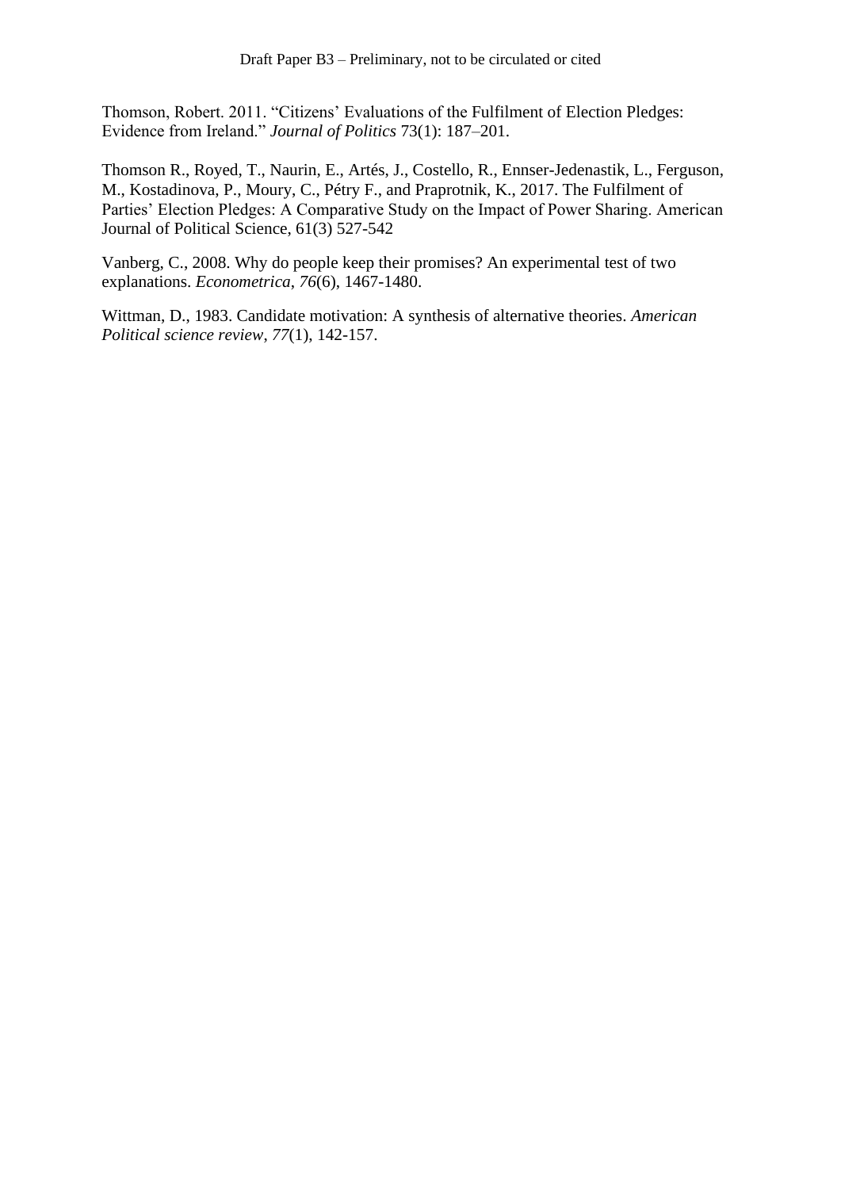Thomson, Robert. 2011. “Citizens’ Evaluations of the Fulfilment of Election Pledges: Evidence from Ireland.” *Journal of Politics* 73(1): 187–201.

Thomson R., Royed, T., Naurin, E., Artés, J., Costello, R., Ennser-Jedenastik, L., Ferguson, M., Kostadinova, P., Moury, C., Pétry F., and Praprotnik, K., 2017. The Fulfilment of Parties’ Election Pledges: A Comparative Study on the Impact of Power Sharing. American Journal of Political Science, 61(3) 527-542

Vanberg, C., 2008. Why do people keep their promises? An experimental test of two explanations. *Econometrica*, *76*(6), 1467-1480.

Wittman, D., 1983. Candidate motivation: A synthesis of alternative theories. *American Political science review*, *77*(1), 142-157.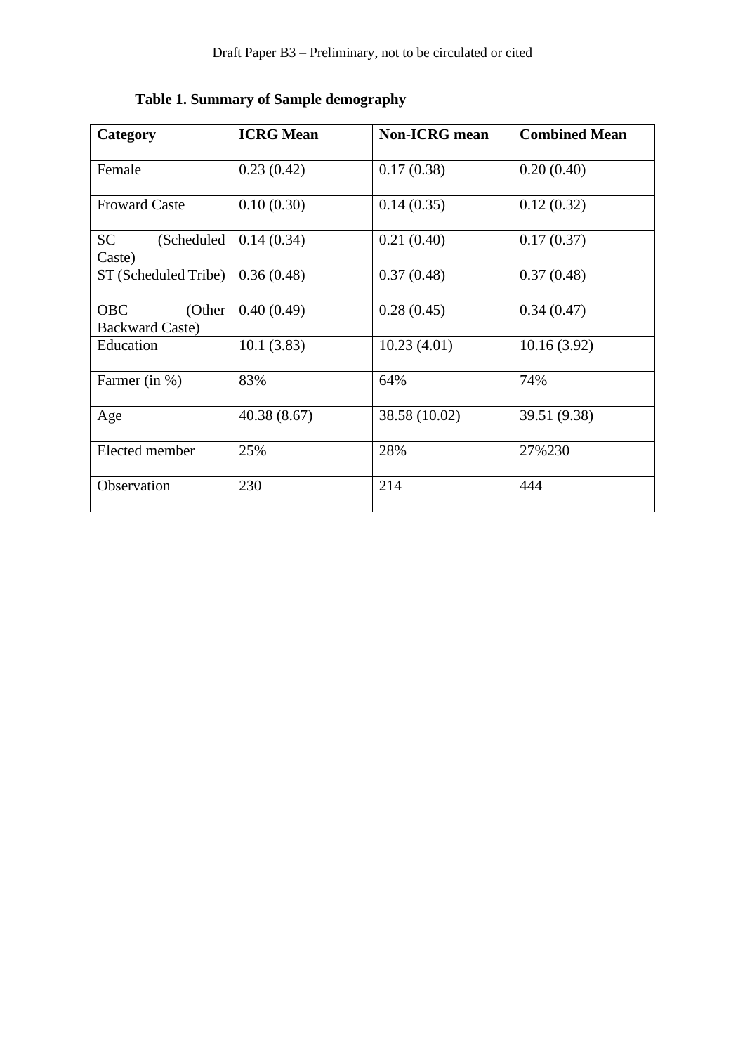**Table 1. Summary of Sample demography**

| Category | ICRG Mean | Non-ICRG mean | Combined Mean |
|---|---|---|---|
| Female | 0.23 (0.42) | 0.17 (0.38) | 0.20 (0.40) |
| Froward Caste | 0.10 (0.30) | 0.14 (0.35) | 0.12 (0.32) |
| SC (Scheduled Caste) | 0.14 (0.34) | 0.21 (0.40) | 0.17 (0.37) |
| ST (Scheduled Tribe) | 0.36 (0.48) | 0.37 (0.48) | 0.37 (0.48) |
| OBC (Other Backward Caste) | 0.40 (0.49) | 0.28 (0.45) | 0.34 (0.47) |
| Education | 10.1 (3.83) | 10.23 (4.01) | 10.16 (3.92) |
| Farmer (in %) | 83% | 64% | 74% |
| Age | 40.38 (8.67) | 38.58 (10.02) | 39.51 (9.38) |
| Elected member | 25% | 28% | 27%230 |
| Observation | 230 | 214 | 444 |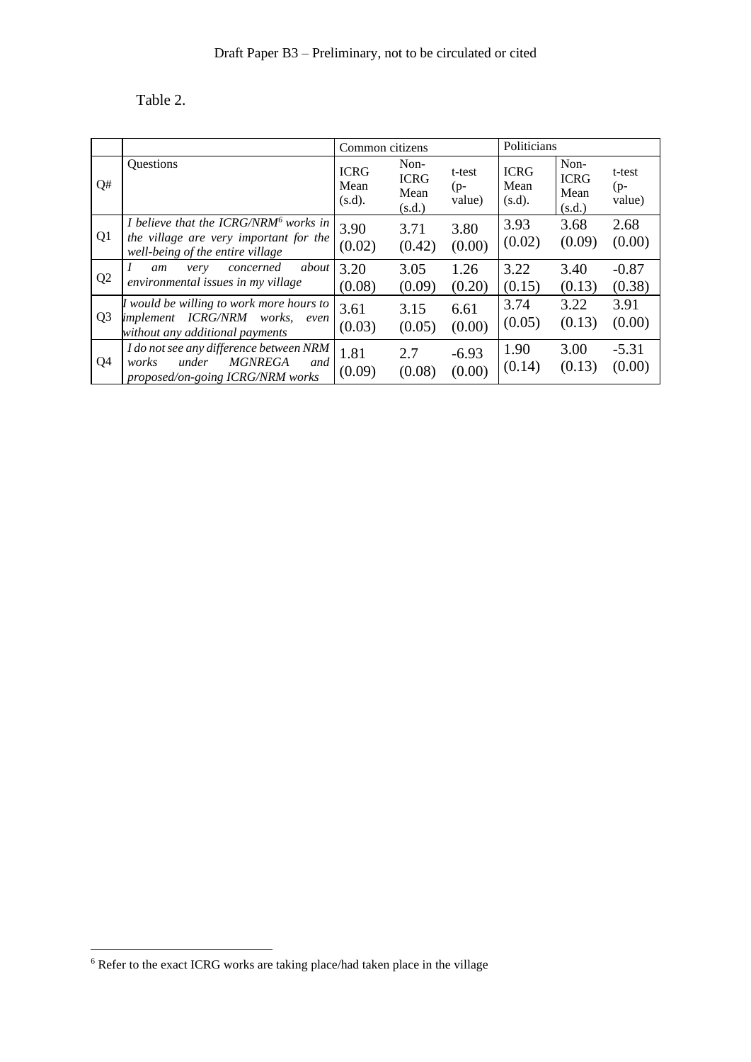Table 2.

| Q# | Questions | Common citizens | | | Politicians | | |
|---|---|---|---|---|---|---|---|
| | | ICRG Mean (s.d). | Non-ICRG Mean (s.d.) | t-test (p-value) | ICRG Mean (s.d). | Non-ICRG Mean (s.d.) | t-test (p-value) |
| Q1 | *I believe that the ICRG/NRM[6] works in the village are very important for the well-being of the entire village* | 3.90 (0.02) | 3.71 (0.42) | 3.80 (0.00) | 3.93 (0.02) | 3.68 (0.09) | 2.68 (0.00) |
| Q2 | *I am very concerned about environmental issues in my village* | 3.20 (0.08) | 3.05 (0.09) | 1.26 (0.20) | 3.22 (0.15) | 3.40 (0.13) | -0.87 (0.38) |
| Q3 | *I would be willing to work more hours to implement ICRG/NRM works, even without any additional payments* | 3.61 (0.03) | 3.15 (0.05) | 6.61 (0.00) | 3.74 (0.05) | 3.22 (0.13) | 3.91 (0.00) |
| Q4 | *I do not see any difference between NRM works under MGNREGA and proposed/on-going ICRG/NRM works* | 1.81 (0.09) | 2.7 (0.08) | -6.93 (0.00) | 1.90 (0.14) | 3.00 (0.13) | -5.31 (0.00) |

[6] Refer to the exact ICRG works are taking place/had taken place in the village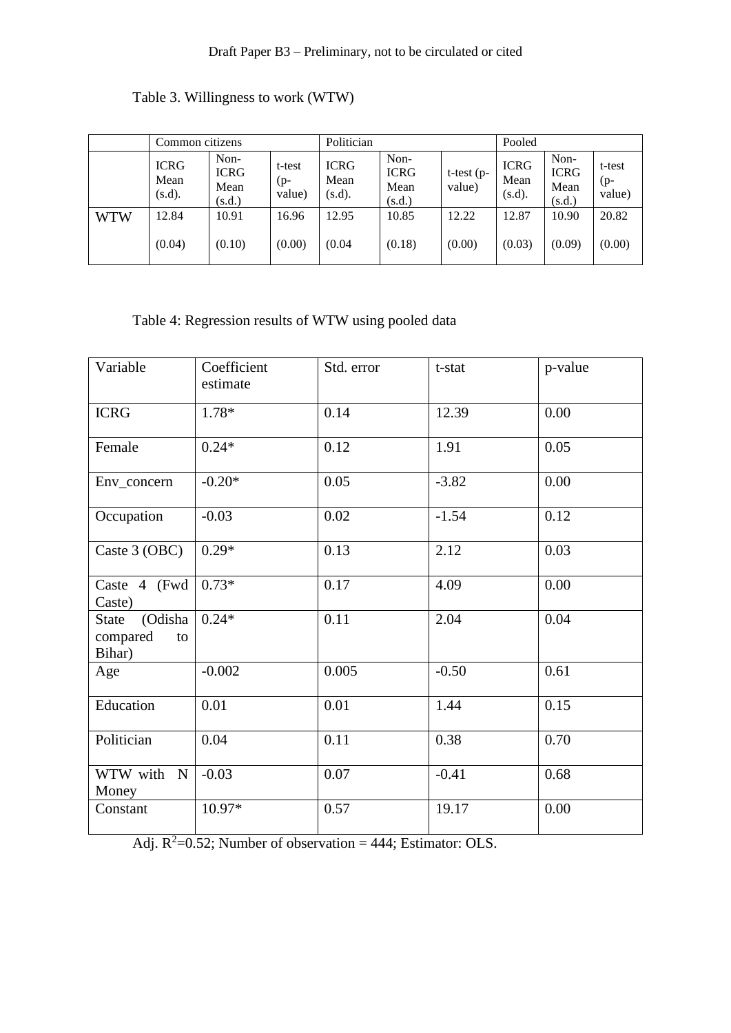Table 3. Willingness to work (WTW)

| | Common citizens | | | Politician | | | Pooled | | |
|---|---|---|---|---|---|---|---|---|---|
| | ICRG Mean (s.d). | Non-ICRG Mean (s.d.) | t-test (p-value) | ICRG Mean (s.d). | Non-ICRG Mean (s.d.) | t-test (p-value) | ICRG Mean (s.d). | Non-ICRG Mean (s.d.) | t-test (p-value) |
| WTW | 12.84<br><br>(0.04) | 10.91<br><br>(0.10) | 16.96<br><br>(0.00) | 12.95<br><br>(0.04 | 10.85<br><br>(0.18) | 12.22<br><br>(0.00) | 12.87<br><br>(0.03) | 10.90<br><br>(0.09) | 20.82<br><br>(0.00) |

Table 4: Regression results of WTW using pooled data

| Variable | Coefficient estimate | Std. error | t-stat | p-value |
|---|---|---|---|---|
| ICRG | 1.78* | 0.14 | 12.39 | 0.00 |
| Female | 0.24* | 0.12 | 1.91 | 0.05 |
| Env_concern | -0.20* | 0.05 | -3.82 | 0.00 |
| Occupation | -0.03 | 0.02 | -1.54 | 0.12 |
| Caste 3 (OBC) | 0.29* | 0.13 | 2.12 | 0.03 |
| Caste 4 (Fwd Caste) | 0.73* | 0.17 | 4.09 | 0.00 |
| State (Odisha compared to Bihar) | 0.24* | 0.11 | 2.04 | 0.04 |
| Age | -0.002 | 0.005 | -0.50 | 0.61 |
| Education | 0.01 | 0.01 | 1.44 | 0.15 |
| Politician | 0.04 | 0.11 | 0.38 | 0.70 |
| WTW with N Money | -0.03 | 0.07 | -0.41 | 0.68 |
| Constant | 10.97* | 0.57 | 19.17 | 0.00 |

Adj. $R^2$=0.52; Number of observation = 444; Estimator: OLS.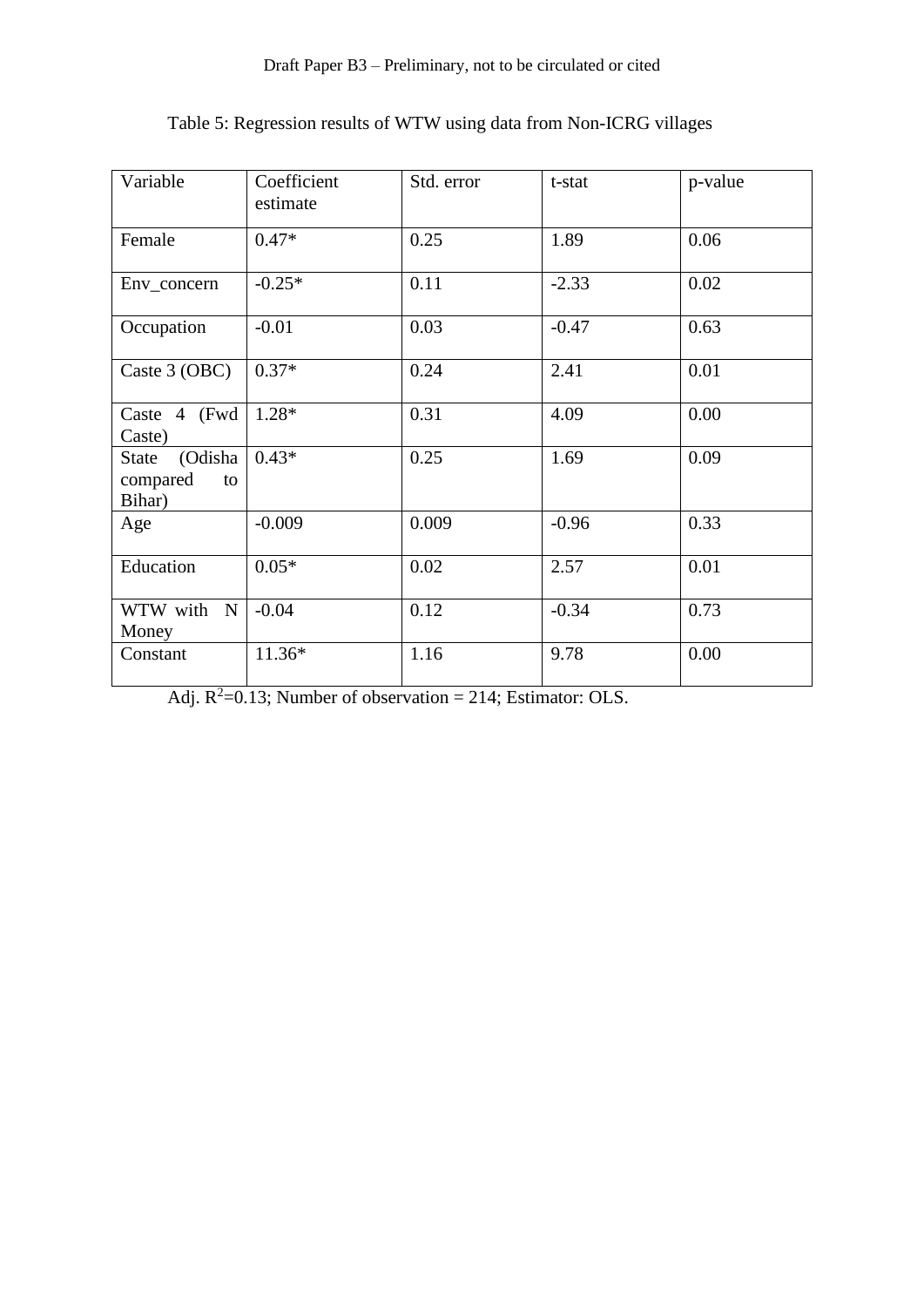Table 5: Regression results of WTW using data from Non-ICRG villages

| Variable | Coefficient estimate | Std. error | t-stat | p-value |
|---|---|---|---|---|
| Female | 0.47* | 0.25 | 1.89 | 0.06 |
| Env_concern | -0.25* | 0.11 | -2.33 | 0.02 |
| Occupation | -0.01 | 0.03 | -0.47 | 0.63 |
| Caste 3 (OBC) | 0.37* | 0.24 | 2.41 | 0.01 |
| Caste 4 (Fwd Caste) | 1.28* | 0.31 | 4.09 | 0.00 |
| State (Odisha compared to Bihar) | 0.43* | 0.25 | 1.69 | 0.09 |
| Age | -0.009 | 0.009 | -0.96 | 0.33 |
| Education | 0.05* | 0.02 | 2.57 | 0.01 |
| WTW with N Money | -0.04 | 0.12 | -0.34 | 0.73 |
| Constant | 11.36* | 1.16 | 9.78 | 0.00 |

Adj. $R^2$=0.13; Number of observation = 214; Estimator: OLS.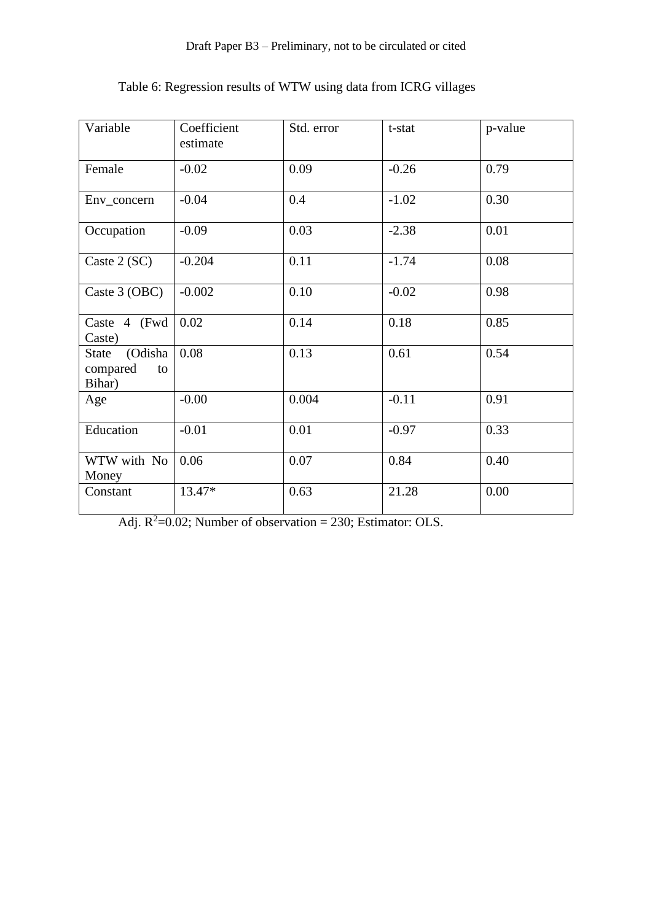Table 6: Regression results of WTW using data from ICRG villages

| Variable | Coefficient estimate | Std. error | t-stat | p-value |
|---|---|---|---|---|
| Female | -0.02 | 0.09 | -0.26 | 0.79 |
| Env_concern | -0.04 | 0.4 | -1.02 | 0.30 |
| Occupation | -0.09 | 0.03 | -2.38 | 0.01 |
| Caste 2 (SC) | -0.204 | 0.11 | -1.74 | 0.08 |
| Caste 3 (OBC) | -0.002 | 0.10 | -0.02 | 0.98 |
| Caste 4 (Fwd Caste) | 0.02 | 0.14 | 0.18 | 0.85 |
| State (Odisha compared to Bihar) | 0.08 | 0.13 | 0.61 | 0.54 |
| Age | -0.00 | 0.004 | -0.11 | 0.91 |
| Education | -0.01 | 0.01 | -0.97 | 0.33 |
| WTW with No Money | 0.06 | 0.07 | 0.84 | 0.40 |
| Constant | 13.47* | 0.63 | 21.28 | 0.00 |

Adj. $R^2$=0.02; Number of observation = 230; Estimator: OLS.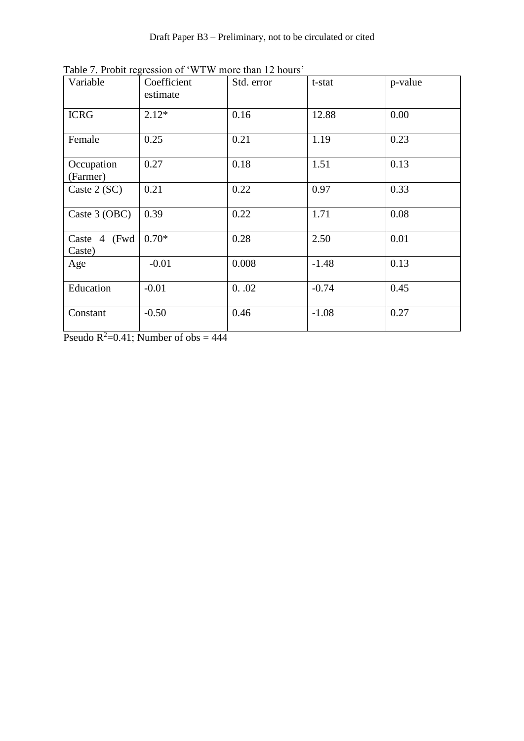Table 7. Probit regression of 'WTW more than 12 hours'

| Variable | Coefficient estimate | Std. error | t-stat | p-value |
|---|---|---|---|---|
| ICRG | 2.12* | 0.16 | 12.88 | 0.00 |
| Female | 0.25 | 0.21 | 1.19 | 0.23 |
| Occupation (Farmer) | 0.27 | 0.18 | 1.51 | 0.13 |
| Caste 2 (SC) | 0.21 | 0.22 | 0.97 | 0.33 |
| Caste 3 (OBC) | 0.39 | 0.22 | 1.71 | 0.08 |
| Caste 4 (Fwd Caste) | 0.70* | 0.28 | 2.50 | 0.01 |
| Age | -0.01 | 0.008 | -1.48 | 0.13 |
| Education | -0.01 | 0. .02 | -0.74 | 0.45 |
| Constant | -0.50 | 0.46 | -1.08 | 0.27 |

Pseudo $R^2$=0.41; Number of obs = 444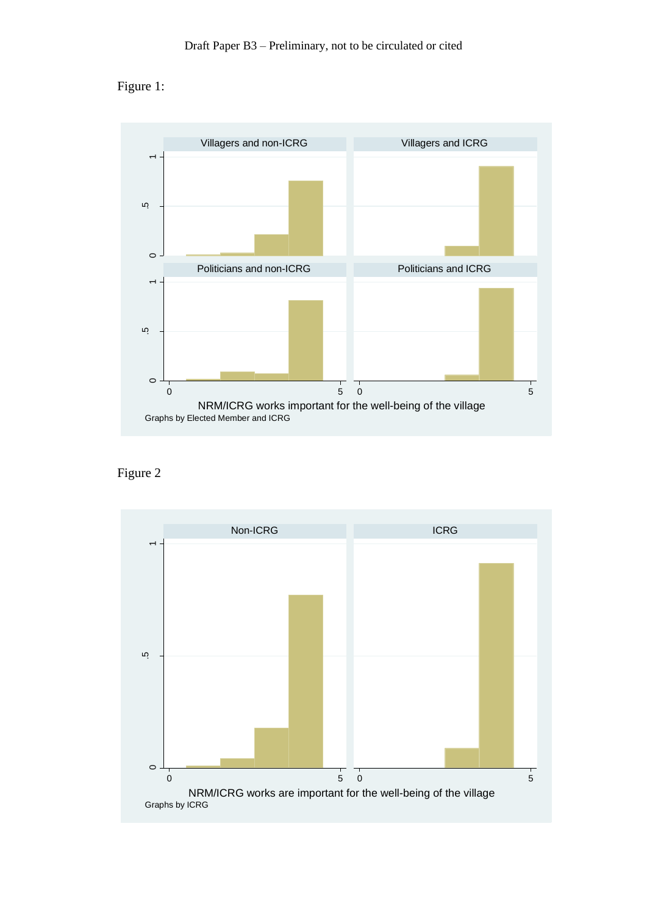Figure 1:

Figure 2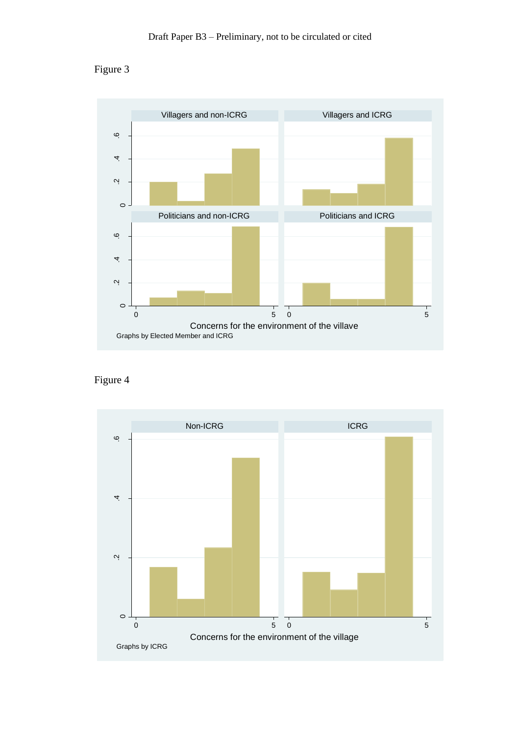Figure 3

Villagers and non-ICRG

Villagers and ICRG

Politicians and non-ICRG

Politicians and ICRG

0 .2 .4 .6

0 5 0 5

Concerns for the environment of the villave

Graphs by Elected Member and ICRG

Figure 4

Non-ICRG

ICRG

0 .2 .4 .6

0 5 0 5

Concerns for the environment of the village

Graphs by ICRG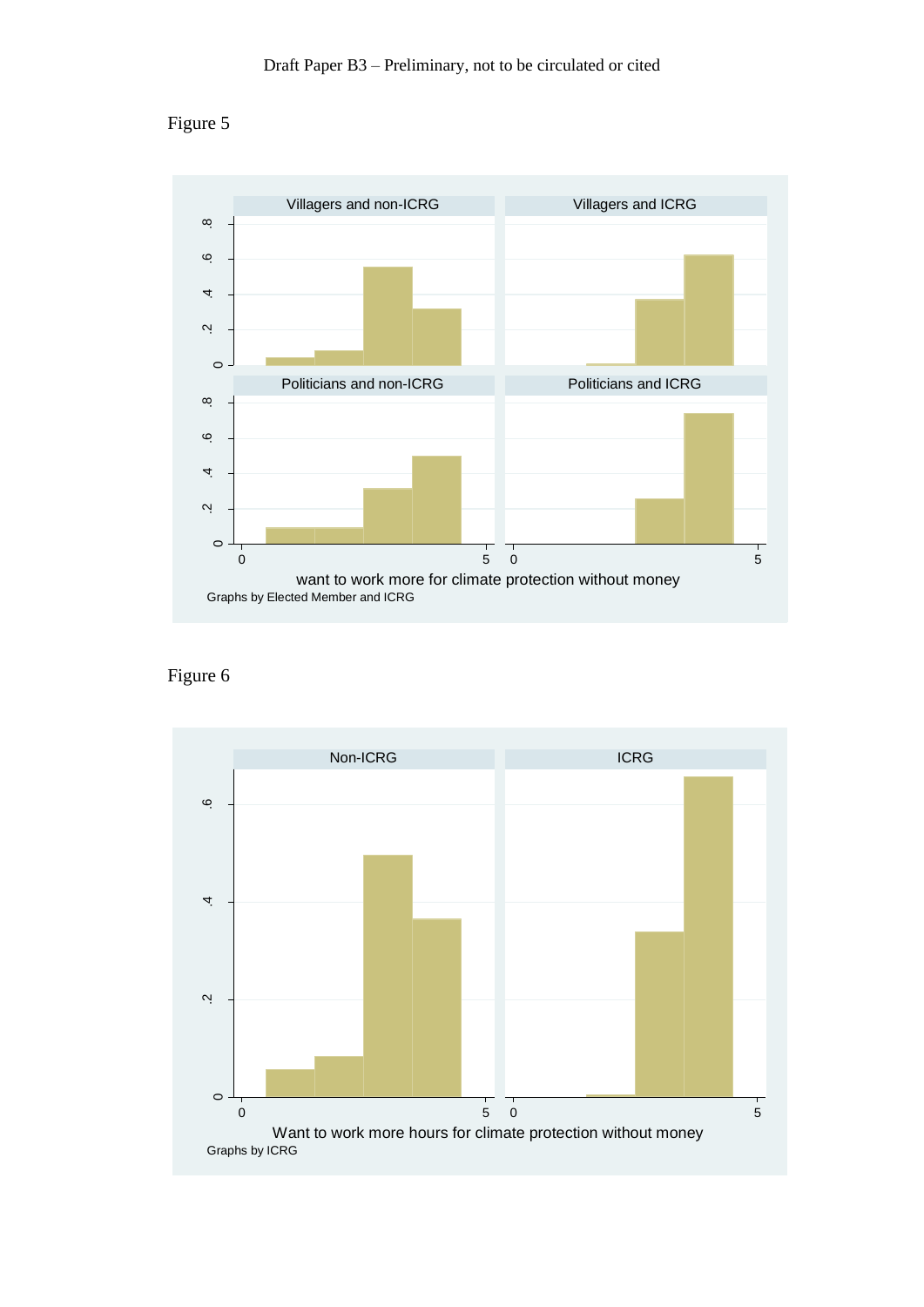Figure 5

Figure 6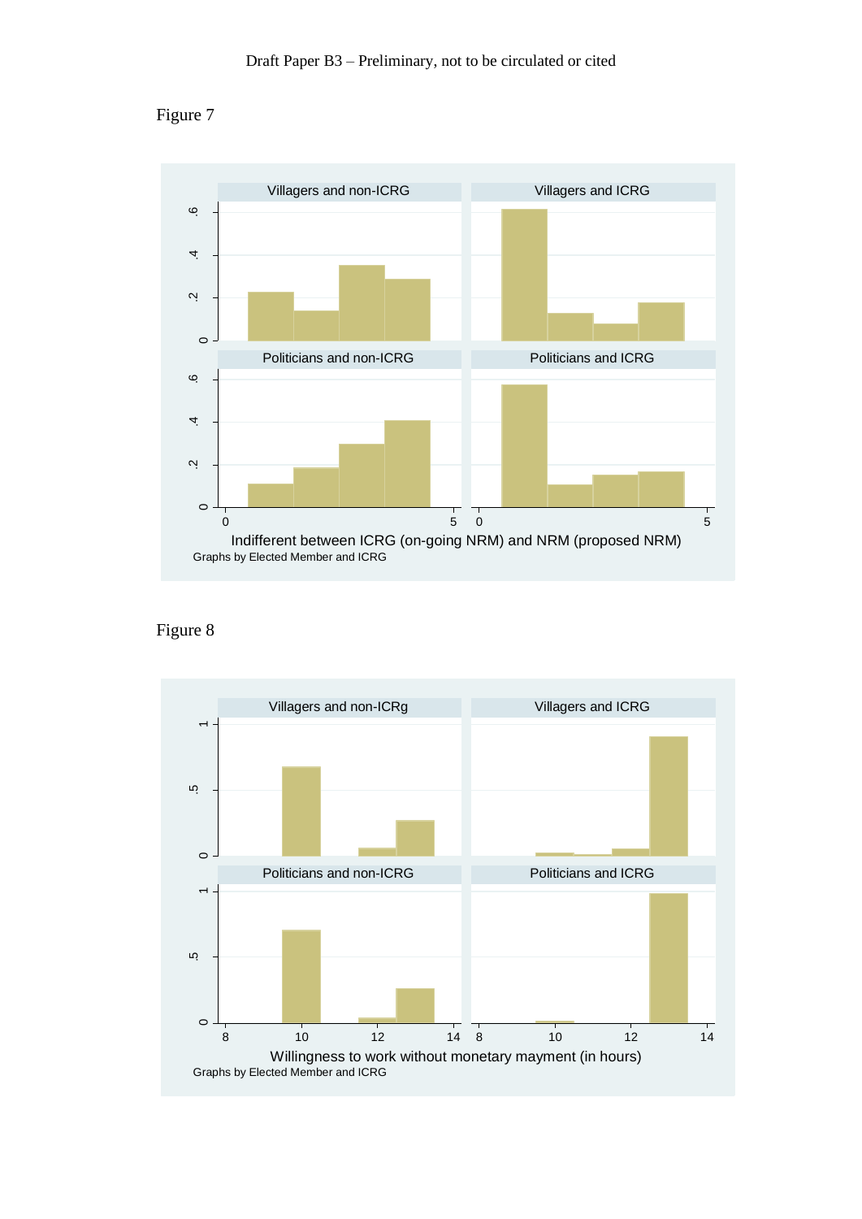Figure 7

Villagers and non-ICRG | Villagers and ICRG | Politicians and non-ICRG | Politicians and ICRG

Indifferent between ICRG (on-going NRM) and NRM (proposed NRM)

Graphs by Elected Member and ICRG

Figure 8

Villagers and non-ICRg | Villagers and ICRG | Politicians and non-ICRG | Politicians and ICRG

Willingness to work without monetary mayment (in hours)

Graphs by Elected Member and ICRG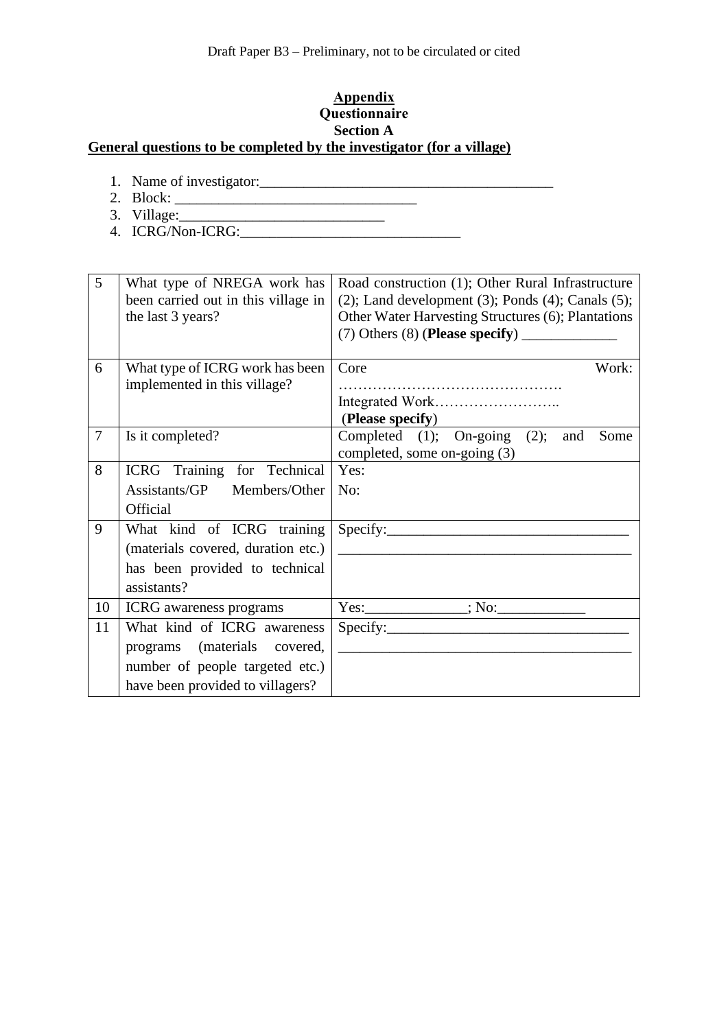# Appendix

## Questionnaire

### Section A

**General questions to be completed by the investigator (for a village)**

1. Name of investigator:________________________________________
2. Block: _________________________________
3. Village:____________________________
4. ICRG/Non-ICRG:______________________________

| | | |
|---|---|---|
| 5 | What type of NREGA work has been carried out in this village in the last 3 years? | Road construction (1); Other Rural Infrastructure (2); Land development (3); Ponds (4); Canals (5); Other Water Harvesting Structures (6); Plantations (7) Others (8) (**Please specify**) _____________ |
| 6 | What type of ICRG work has been implemented in this village? | Core Work: ………………………………………. Integrated Work…………………….. (**Please specify**) |
| 7 | Is it completed? | Completed (1); On-going (2); and Some completed, some on-going (3) |
| 8 | ICRG Training for Technical Assistants/GP Members/Other Official | Yes: No: |
| 9 | What kind of ICRG training (materials covered, duration etc.) has been provided to technical assistants? | Specify:________________________________ ________________________________________ |
| 10 | ICRG awareness programs | Yes:_____________; No:____________ |
| 11 | What kind of ICRG awareness programs (materials covered, number of people targeted etc.) have been provided to villagers? | Specify:_________________________________ ________________________________________ |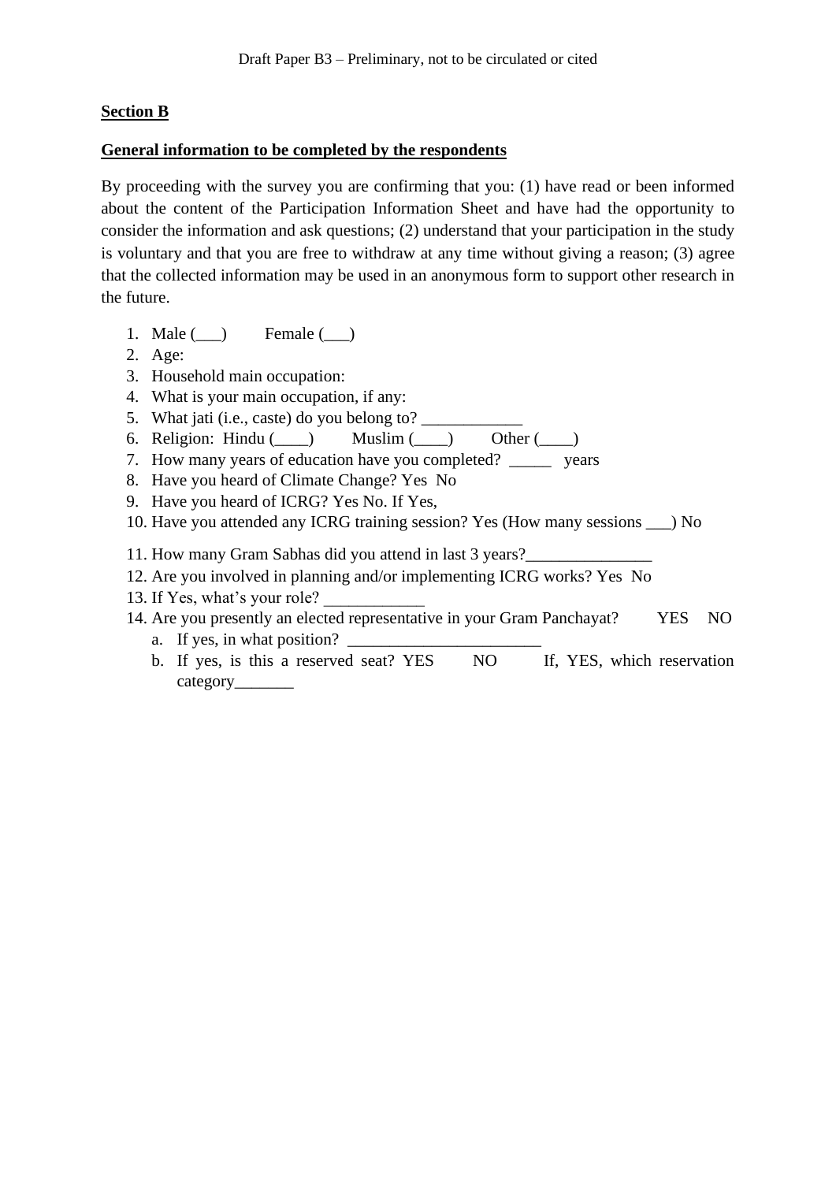**Section B**

**General information to be completed by the respondents**

By proceeding with the survey you are confirming that you: (1) have read or been informed about the content of the Participation Information Sheet and have had the opportunity to consider the information and ask questions; (2) understand that your participation in the study is voluntary and that you are free to withdraw at any time without giving a reason; (3) agree that the collected information may be used in an anonymous form to support other research in the future.

1. Male (___)       Female (___)
2. Age:
3. Household main occupation:
4. What is your main occupation, if any:
5. What jati (i.e., caste) do you belong to? ____________
6. Religion:  Hindu (____)       Muslim (____)       Other (____)
7. How many years of education have you completed?  _____   years
8. Have you heard of Climate Change? Yes  No
9. Have you heard of ICRG? Yes No. If Yes,
10. Have you attended any ICRG training session? Yes (How many sessions ___) No
11. How many Gram Sabhas did you attend in last 3 years?_______________
12. Are you involved in planning and/or implementing ICRG works? Yes  No
13. If Yes, what's your role? ____________
14. Are you presently an elected representative in your Gram Panchayat?       YES    NO
    a. If yes, in what position?  _______________________
    b. If yes, is this a reserved seat? YES       NO       If, YES, which reservation category_______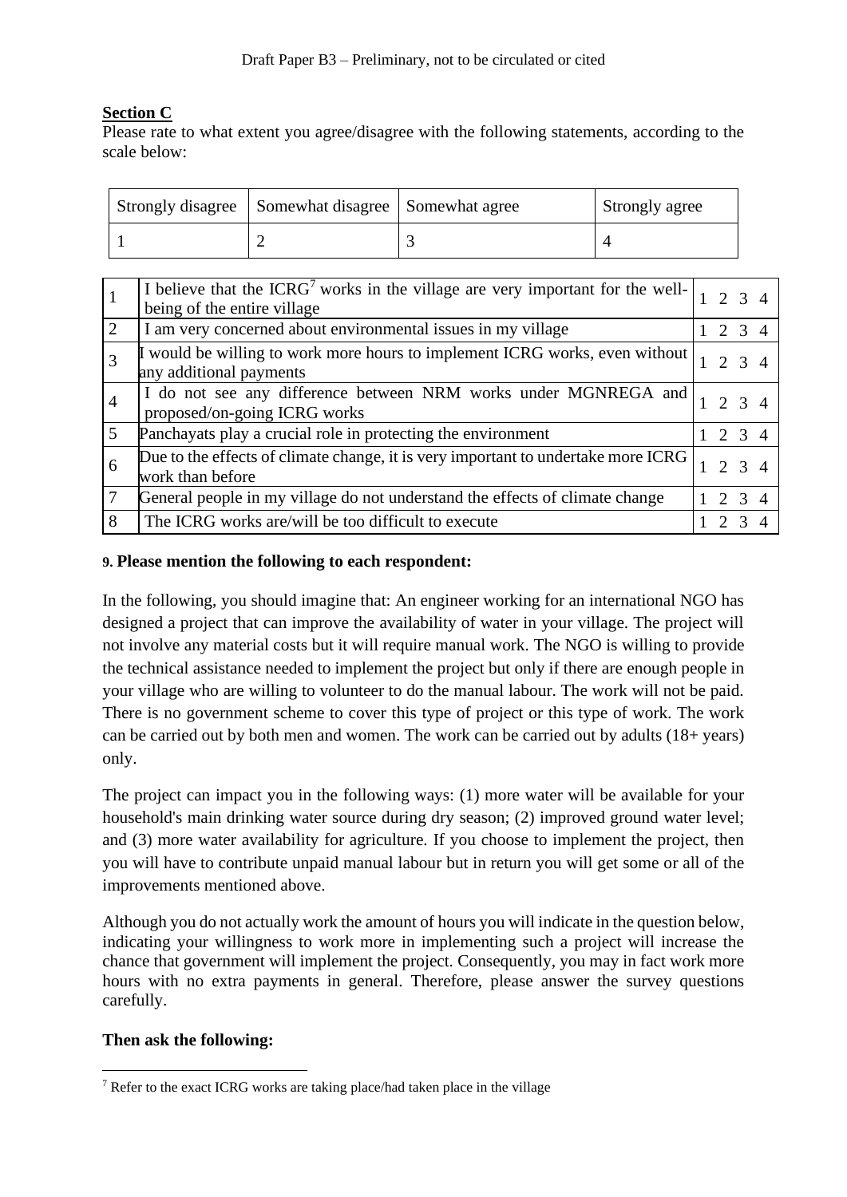**Section C**

Please rate to what extent you agree/disagree with the following statements, according to the scale below:

| Strongly disagree | Somewhat disagree | Somewhat agree | Strongly agree |
|---|---|---|---|
| 1 | 2 | 3 | 4 |

| | | |
|---|---|---|
| 1 | I believe that the ICRG[7] works in the village are very important for the well-being of the entire village | 1 2 3 4 |
| 2 | I am very concerned about environmental issues in my village | 1 2 3 4 |
| 3 | I would be willing to work more hours to implement ICRG works, even without any additional payments | 1 2 3 4 |
| 4 | I do not see any difference between NRM works under MGNREGA and proposed/on-going ICRG works | 1 2 3 4 |
| 5 | Panchayats play a crucial role in protecting the environment | 1 2 3 4 |
| 6 | Due to the effects of climate change, it is very important to undertake more ICRG work than before | 1 2 3 4 |
| 7 | General people in my village do not understand the effects of climate change | 1 2 3 4 |
| 8 | The ICRG works are/will be too difficult to execute | 1 2 3 4 |

**9. Please mention the following to each respondent:**

In the following, you should imagine that: An engineer working for an international NGO has designed a project that can improve the availability of water in your village. The project will not involve any material costs but it will require manual work. The NGO is willing to provide the technical assistance needed to implement the project but only if there are enough people in your village who are willing to volunteer to do the manual labour. The work will not be paid. There is no government scheme to cover this type of project or this type of work. The work can be carried out by both men and women. The work can be carried out by adults (18+ years) only.

The project can impact you in the following ways: (1) more water will be available for your household's main drinking water source during dry season; (2) improved ground water level; and (3) more water availability for agriculture. If you choose to implement the project, then you will have to contribute unpaid manual labour but in return you will get some or all of the improvements mentioned above.

Although you do not actually work the amount of hours you will indicate in the question below, indicating your willingness to work more in implementing such a project will increase the chance that government will implement the project. Consequently, you may in fact work more hours with no extra payments in general. Therefore, please answer the survey questions carefully.

**Then ask the following:**

[7] Refer to the exact ICRG works are taking place/had taken place in the village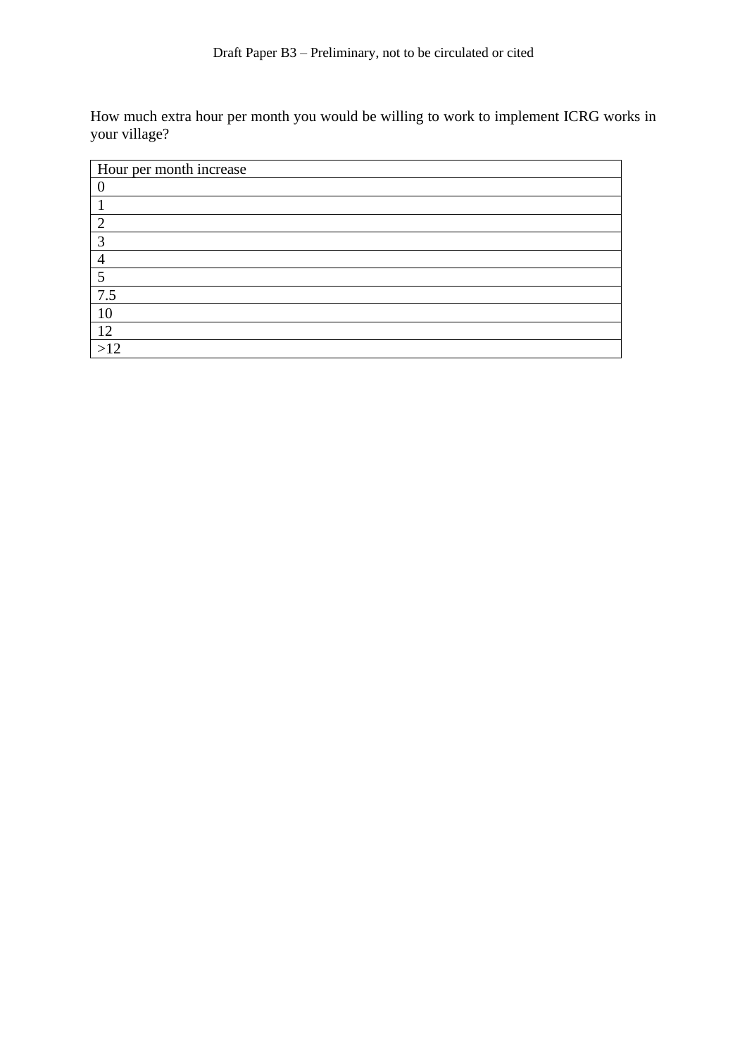How much extra hour per month you would be willing to work to implement ICRG works in your village?

| Hour per month increase |
| --- |
| 0 |
| 1 |
| 2 |
| 3 |
| 4 |
| 5 |
| 7.5 |
| 10 |
| 12 |
| >12 |